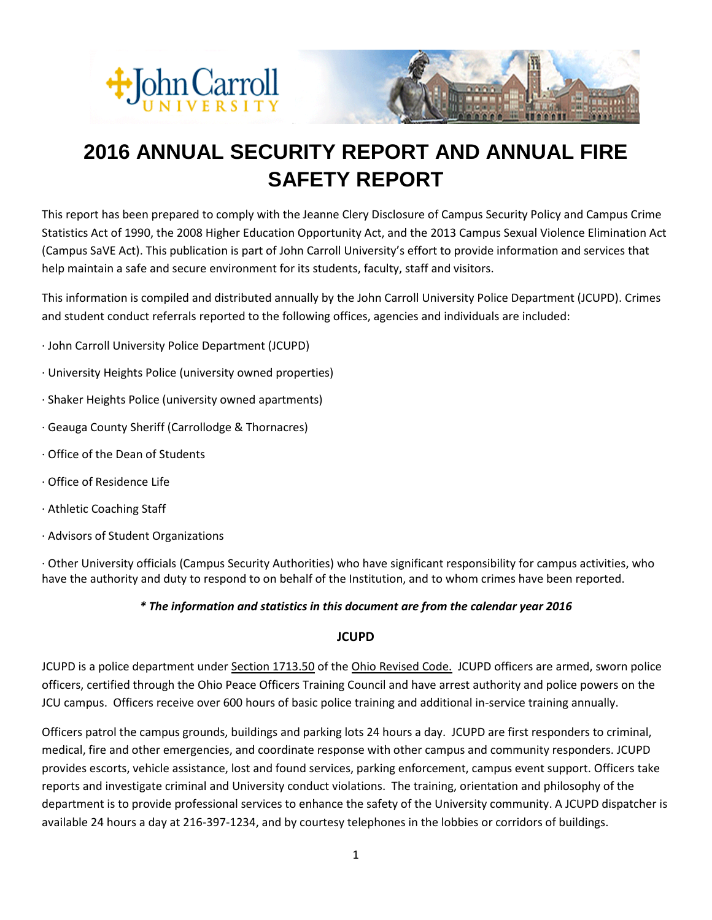# 2016 ANNUAL SECURITY REPORT AND ANNUAL FIRE SAFETY REPORT

This report has been prepared to comply with the Jeanne Clery Disclosure of Campus Security Policy and Campus Crime Statistics Act of 1990, the 2008 Higher Education Opportunity Act, and the 2013 Campus Sexual Violence Elimination Act (Campus SaVE Act). This publication is part of John Carroll University's effort to provide information and services that help maintain a safe and secure environment for its students, faculty, staff and visitors.

This information is compiled and distributed annually by the John Carroll University Police Department (JCUPD). Crimes and student conduct referrals reported to the following offices, agencies and individuals are included:

· John Carroll University Police Department (JCUPD)

· University Heights Police (university owned properties)

· Shaker Heights Police (university owned apartments)

· Geauga County Sheriff (Carrollodge & Thornacres)

· Office of the Dean of Students

· Office of Residence Life

· Athletic Coaching Staff

· Advisors of Student Organizations

· Other University officials (Campus Security Authorities) who have significant responsibility for campus activities, who have the authority and duty to respond to on behalf of the Institution, and to whom crimes have been reported.

***\* The information and statistics in this document are from the calendar year 2016***

**JCUPD**

JCUPD is a police department under Section 1713.50 of the Ohio Revised Code. JCUPD officers are armed, sworn police officers, certified through the Ohio Peace Officers Training Council and have arrest authority and police powers on the JCU campus. Officers receive over 600 hours of basic police training and additional in-service training annually.

Officers patrol the campus grounds, buildings and parking lots 24 hours a day. JCUPD are first responders to criminal, medical, fire and other emergencies, and coordinate response with other campus and community responders. JCUPD provides escorts, vehicle assistance, lost and found services, parking enforcement, campus event support. Officers take reports and investigate criminal and University conduct violations. The training, orientation and philosophy of the department is to provide professional services to enhance the safety of the University community. A JCUPD dispatcher is available 24 hours a day at 216-397-1234, and by courtesy telephones in the lobbies or corridors of buildings.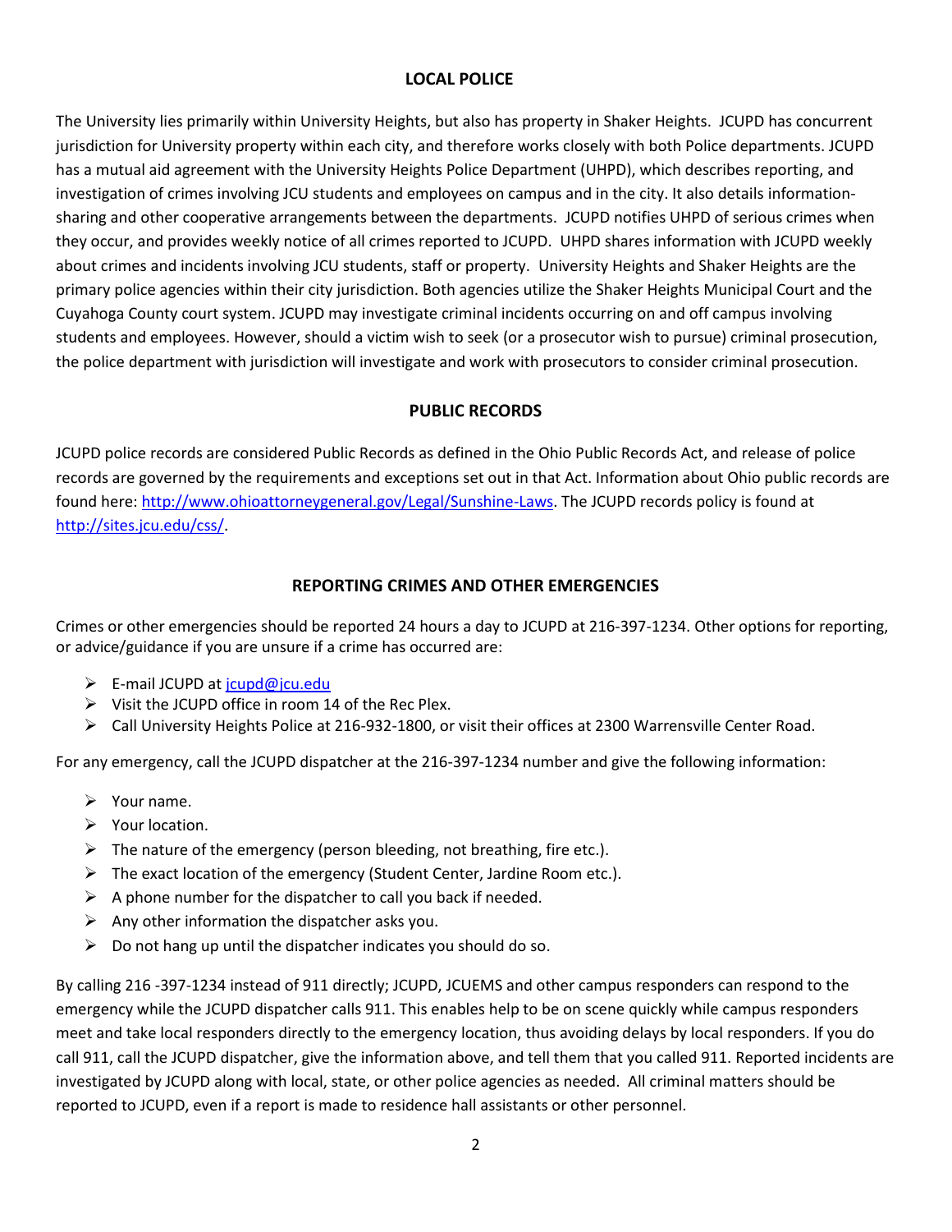## LOCAL POLICE

The University lies primarily within University Heights, but also has property in Shaker Heights. JCUPD has concurrent jurisdiction for University property within each city, and therefore works closely with both Police departments. JCUPD has a mutual aid agreement with the University Heights Police Department (UHPD), which describes reporting, and investigation of crimes involving JCU students and employees on campus and in the city. It also details information-sharing and other cooperative arrangements between the departments. JCUPD notifies UHPD of serious crimes when they occur, and provides weekly notice of all crimes reported to JCUPD. UHPD shares information with JCUPD weekly about crimes and incidents involving JCU students, staff or property. University Heights and Shaker Heights are the primary police agencies within their city jurisdiction. Both agencies utilize the Shaker Heights Municipal Court and the Cuyahoga County court system. JCUPD may investigate criminal incidents occurring on and off campus involving students and employees. However, should a victim wish to seek (or a prosecutor wish to pursue) criminal prosecution, the police department with jurisdiction will investigate and work with prosecutors to consider criminal prosecution.

## PUBLIC RECORDS

JCUPD police records are considered Public Records as defined in the Ohio Public Records Act, and release of police records are governed by the requirements and exceptions set out in that Act. Information about Ohio public records are found here: http://www.ohioattorneygeneral.gov/Legal/Sunshine-Laws. The JCUPD records policy is found at http://sites.jcu.edu/css/.

## REPORTING CRIMES AND OTHER EMERGENCIES

Crimes or other emergencies should be reported 24 hours a day to JCUPD at 216-397-1234. Other options for reporting, or advice/guidance if you are unsure if a crime has occurred are:

- E-mail JCUPD at jcupd@jcu.edu
- Visit the JCUPD office in room 14 of the Rec Plex.
- Call University Heights Police at 216-932-1800, or visit their offices at 2300 Warrensville Center Road.

For any emergency, call the JCUPD dispatcher at the 216-397-1234 number and give the following information:

- Your name.
- Your location.
- The nature of the emergency (person bleeding, not breathing, fire etc.).
- The exact location of the emergency (Student Center, Jardine Room etc.).
- A phone number for the dispatcher to call you back if needed.
- Any other information the dispatcher asks you.
- Do not hang up until the dispatcher indicates you should do so.

By calling 216 -397-1234 instead of 911 directly; JCUPD, JCUEMS and other campus responders can respond to the emergency while the JCUPD dispatcher calls 911. This enables help to be on scene quickly while campus responders meet and take local responders directly to the emergency location, thus avoiding delays by local responders. If you do call 911, call the JCUPD dispatcher, give the information above, and tell them that you called 911. Reported incidents are investigated by JCUPD along with local, state, or other police agencies as needed. All criminal matters should be reported to JCUPD, even if a report is made to residence hall assistants or other personnel.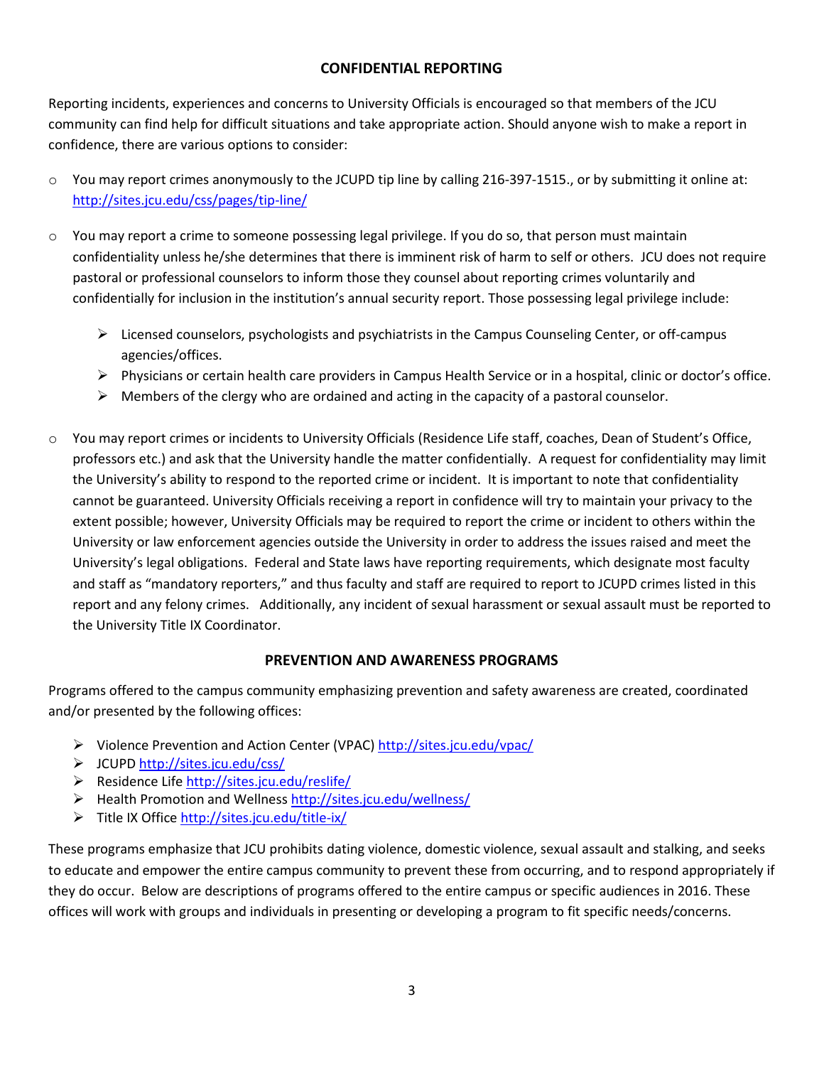## CONFIDENTIAL REPORTING

Reporting incidents, experiences and concerns to University Officials is encouraged so that members of the JCU community can find help for difficult situations and take appropriate action. Should anyone wish to make a report in confidence, there are various options to consider:

- You may report crimes anonymously to the JCUPD tip line by calling 216-397-1515., or by submitting it online at: http://sites.jcu.edu/css/pages/tip-line/

- You may report a crime to someone possessing legal privilege. If you do so, that person must maintain confidentiality unless he/she determines that there is imminent risk of harm to self or others. JCU does not require pastoral or professional counselors to inform those they counsel about reporting crimes voluntarily and confidentially for inclusion in the institution's annual security report. Those possessing legal privilege include:
  - Licensed counselors, psychologists and psychiatrists in the Campus Counseling Center, or off-campus agencies/offices.
  - Physicians or certain health care providers in Campus Health Service or in a hospital, clinic or doctor's office.
  - Members of the clergy who are ordained and acting in the capacity of a pastoral counselor.

- You may report crimes or incidents to University Officials (Residence Life staff, coaches, Dean of Student's Office, professors etc.) and ask that the University handle the matter confidentially. A request for confidentiality may limit the University's ability to respond to the reported crime or incident. It is important to note that confidentiality cannot be guaranteed. University Officials receiving a report in confidence will try to maintain your privacy to the extent possible; however, University Officials may be required to report the crime or incident to others within the University or law enforcement agencies outside the University in order to address the issues raised and meet the University's legal obligations. Federal and State laws have reporting requirements, which designate most faculty and staff as "mandatory reporters," and thus faculty and staff are required to report to JCUPD crimes listed in this report and any felony crimes. Additionally, any incident of sexual harassment or sexual assault must be reported to the University Title IX Coordinator.

## PREVENTION AND AWARENESS PROGRAMS

Programs offered to the campus community emphasizing prevention and safety awareness are created, coordinated and/or presented by the following offices:

- Violence Prevention and Action Center (VPAC) http://sites.jcu.edu/vpac/
- JCUPD http://sites.jcu.edu/css/
- Residence Life http://sites.jcu.edu/reslife/
- Health Promotion and Wellness http://sites.jcu.edu/wellness/
- Title IX Office http://sites.jcu.edu/title-ix/

These programs emphasize that JCU prohibits dating violence, domestic violence, sexual assault and stalking, and seeks to educate and empower the entire campus community to prevent these from occurring, and to respond appropriately if they do occur. Below are descriptions of programs offered to the entire campus or specific audiences in 2016. These offices will work with groups and individuals in presenting or developing a program to fit specific needs/concerns.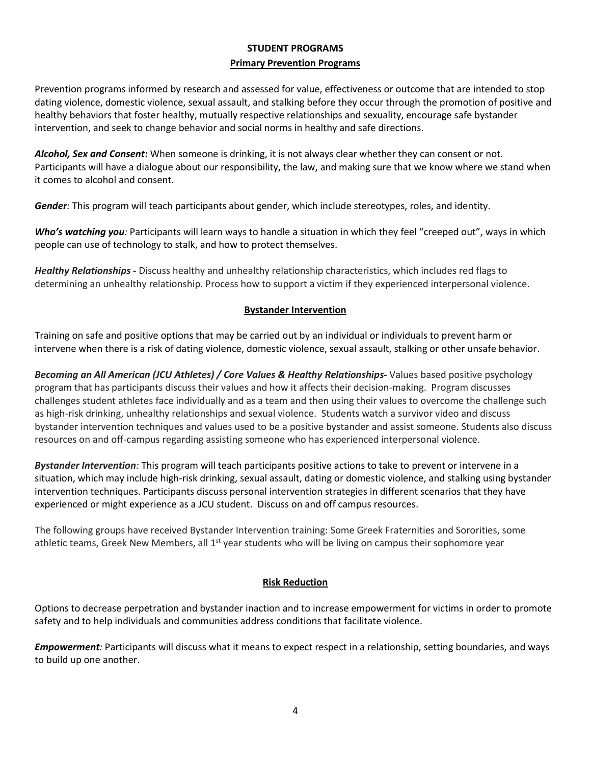# STUDENT PROGRAMS

## Primary Prevention Programs

Prevention programs informed by research and assessed for value, effectiveness or outcome that are intended to stop dating violence, domestic violence, sexual assault, and stalking before they occur through the promotion of positive and healthy behaviors that foster healthy, mutually respective relationships and sexuality, encourage safe bystander intervention, and seek to change behavior and social norms in healthy and safe directions.

***Alcohol, Sex and Consent*:** When someone is drinking, it is not always clear whether they can consent or not. Participants will have a dialogue about our responsibility, the law, and making sure that we know where we stand when it comes to alcohol and consent.

***Gender*:** This program will teach participants about gender, which include stereotypes, roles, and identity.

***Who's watching you*:** Participants will learn ways to handle a situation in which they feel "creeped out", ways in which people can use of technology to stalk, and how to protect themselves.

***Healthy Relationships* -** Discuss healthy and unhealthy relationship characteristics, which includes red flags to determining an unhealthy relationship. Process how to support a victim if they experienced interpersonal violence.

## Bystander Intervention

Training on safe and positive options that may be carried out by an individual or individuals to prevent harm or intervene when there is a risk of dating violence, domestic violence, sexual assault, stalking or other unsafe behavior.

***Becoming an All American (JCU Athletes) / Core Values & Healthy Relationships*-** Values based positive psychology program that has participants discuss their values and how it affects their decision-making. Program discusses challenges student athletes face individually and as a team and then using their values to overcome the challenge such as high-risk drinking, unhealthy relationships and sexual violence. Students watch a survivor video and discuss bystander intervention techniques and values used to be a positive bystander and assist someone. Students also discuss resources on and off-campus regarding assisting someone who has experienced interpersonal violence.

***Bystander Intervention*:** This program will teach participants positive actions to take to prevent or intervene in a situation, which may include high-risk drinking, sexual assault, dating or domestic violence, and stalking using bystander intervention techniques. Participants discuss personal intervention strategies in different scenarios that they have experienced or might experience as a JCU student. Discuss on and off campus resources.

The following groups have received Bystander Intervention training: Some Greek Fraternities and Sororities, some athletic teams, Greek New Members, all 1st year students who will be living on campus their sophomore year

## Risk Reduction

Options to decrease perpetration and bystander inaction and to increase empowerment for victims in order to promote safety and to help individuals and communities address conditions that facilitate violence.

***Empowerment*:** Participants will discuss what it means to expect respect in a relationship, setting boundaries, and ways to build up one another.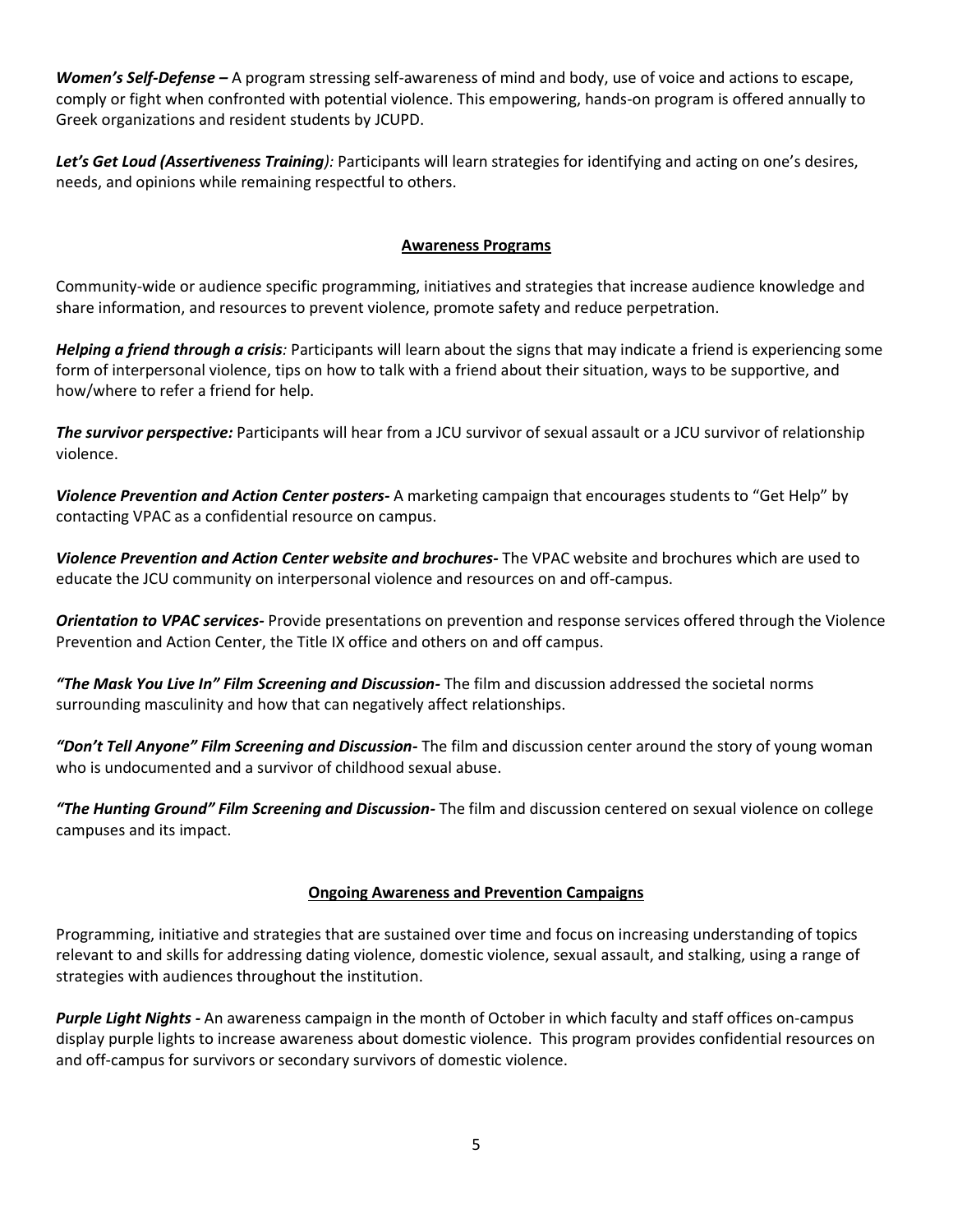***Women's Self-Defense –*** A program stressing self-awareness of mind and body, use of voice and actions to escape, comply or fight when confronted with potential violence. This empowering, hands-on program is offered annually to Greek organizations and resident students by JCUPD.

***Let's Get Loud (Assertiveness Training)****:* Participants will learn strategies for identifying and acting on one's desires, needs, and opinions while remaining respectful to others.

## Awareness Programs

Community-wide or audience specific programming, initiatives and strategies that increase audience knowledge and share information, and resources to prevent violence, promote safety and reduce perpetration.

***Helping a friend through a crisis****:* Participants will learn about the signs that may indicate a friend is experiencing some form of interpersonal violence, tips on how to talk with a friend about their situation, ways to be supportive, and how/where to refer a friend for help.

***The survivor perspective:*** Participants will hear from a JCU survivor of sexual assault or a JCU survivor of relationship violence.

***Violence Prevention and Action Center posters-*** A marketing campaign that encourages students to "Get Help" by contacting VPAC as a confidential resource on campus.

***Violence Prevention and Action Center website and brochures-*** The VPAC website and brochures which are used to educate the JCU community on interpersonal violence and resources on and off-campus.

***Orientation to VPAC services-*** Provide presentations on prevention and response services offered through the Violence Prevention and Action Center, the Title IX office and others on and off campus.

***"The Mask You Live In" Film Screening and Discussion-*** The film and discussion addressed the societal norms surrounding masculinity and how that can negatively affect relationships.

***"Don't Tell Anyone" Film Screening and Discussion-*** The film and discussion center around the story of young woman who is undocumented and a survivor of childhood sexual abuse.

***"The Hunting Ground" Film Screening and Discussion-*** The film and discussion centered on sexual violence on college campuses and its impact.

## Ongoing Awareness and Prevention Campaigns

Programming, initiative and strategies that are sustained over time and focus on increasing understanding of topics relevant to and skills for addressing dating violence, domestic violence, sexual assault, and stalking, using a range of strategies with audiences throughout the institution.

***Purple Light Nights -*** An awareness campaign in the month of October in which faculty and staff offices on-campus display purple lights to increase awareness about domestic violence. This program provides confidential resources on and off-campus for survivors or secondary survivors of domestic violence.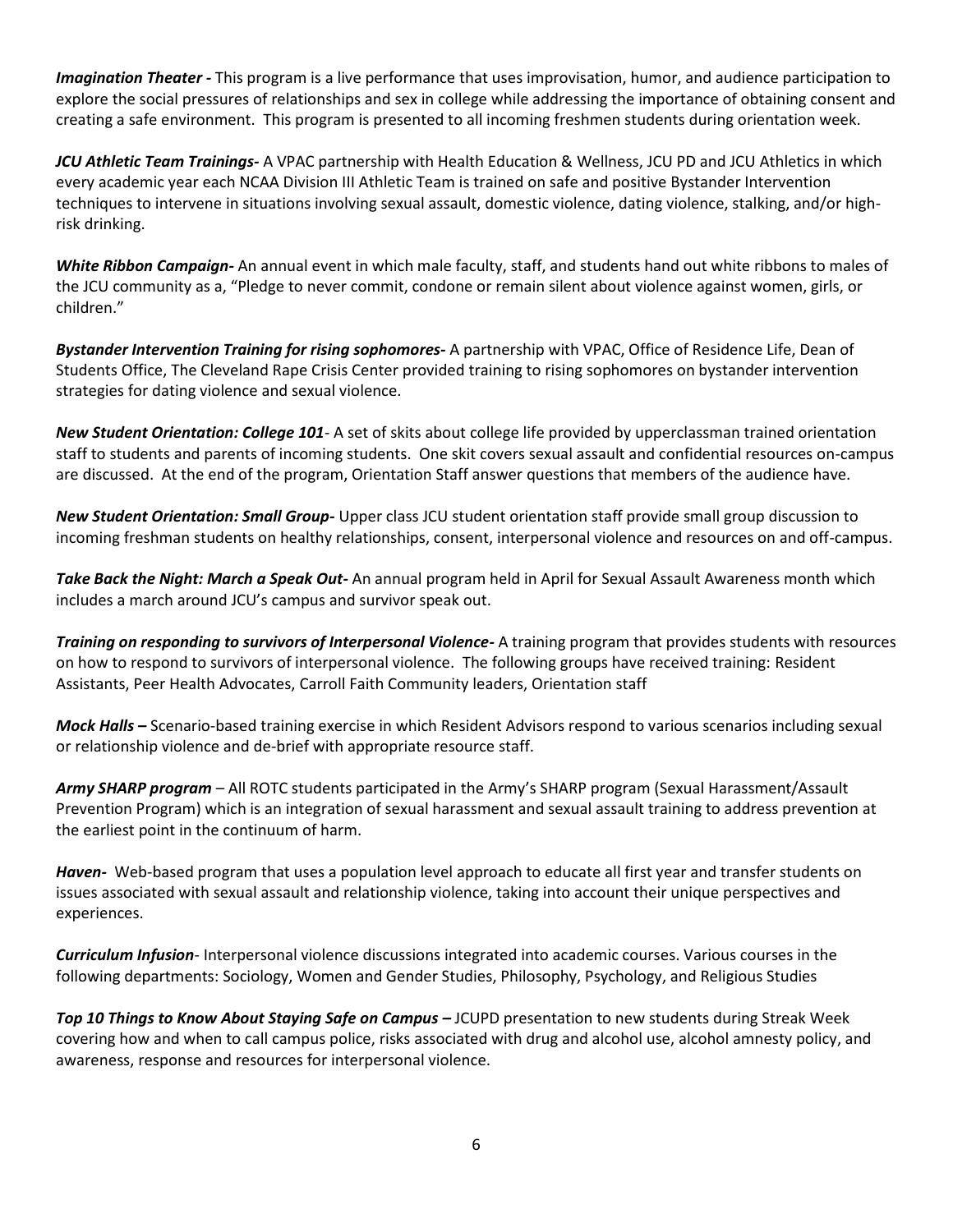***Imagination Theater -*** This program is a live performance that uses improvisation, humor, and audience participation to explore the social pressures of relationships and sex in college while addressing the importance of obtaining consent and creating a safe environment. This program is presented to all incoming freshmen students during orientation week.

***JCU Athletic Team Trainings-*** A VPAC partnership with Health Education & Wellness, JCU PD and JCU Athletics in which every academic year each NCAA Division III Athletic Team is trained on safe and positive Bystander Intervention techniques to intervene in situations involving sexual assault, domestic violence, dating violence, stalking, and/or high-risk drinking.

***White Ribbon Campaign-*** An annual event in which male faculty, staff, and students hand out white ribbons to males of the JCU community as a, "Pledge to never commit, condone or remain silent about violence against women, girls, or children."

***Bystander Intervention Training for rising sophomores-*** A partnership with VPAC, Office of Residence Life, Dean of Students Office, The Cleveland Rape Crisis Center provided training to rising sophomores on bystander intervention strategies for dating violence and sexual violence.

***New Student Orientation: College 101***- A set of skits about college life provided by upperclassman trained orientation staff to students and parents of incoming students. One skit covers sexual assault and confidential resources on-campus are discussed. At the end of the program, Orientation Staff answer questions that members of the audience have.

***New Student Orientation: Small Group-*** Upper class JCU student orientation staff provide small group discussion to incoming freshman students on healthy relationships, consent, interpersonal violence and resources on and off-campus.

***Take Back the Night: March a Speak Out-*** An annual program held in April for Sexual Assault Awareness month which includes a march around JCU's campus and survivor speak out.

***Training on responding to survivors of Interpersonal Violence-*** A training program that provides students with resources on how to respond to survivors of interpersonal violence. The following groups have received training: Resident Assistants, Peer Health Advocates, Carroll Faith Community leaders, Orientation staff

***Mock Halls –*** Scenario-based training exercise in which Resident Advisors respond to various scenarios including sexual or relationship violence and de-brief with appropriate resource staff.

***Army SHARP program*** – All ROTC students participated in the Army's SHARP program (Sexual Harassment/Assault Prevention Program) which is an integration of sexual harassment and sexual assault training to address prevention at the earliest point in the continuum of harm.

***Haven-*** Web-based program that uses a population level approach to educate all first year and transfer students on issues associated with sexual assault and relationship violence, taking into account their unique perspectives and experiences.

***Curriculum Infusion***- Interpersonal violence discussions integrated into academic courses. Various courses in the following departments: Sociology, Women and Gender Studies, Philosophy, Psychology, and Religious Studies

***Top 10 Things to Know About Staying Safe on Campus –*** JCUPD presentation to new students during Streak Week covering how and when to call campus police, risks associated with drug and alcohol use, alcohol amnesty policy, and awareness, response and resources for interpersonal violence.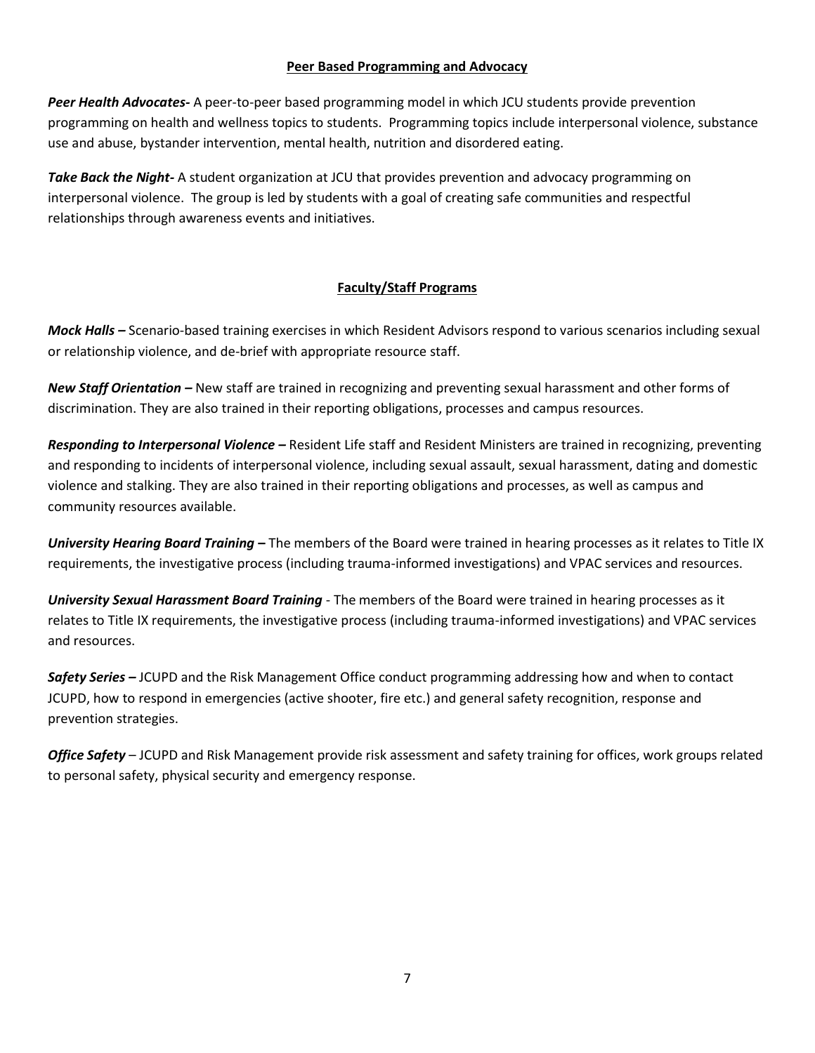## Peer Based Programming and Advocacy

***Peer Health Advocates-*** A peer-to-peer based programming model in which JCU students provide prevention programming on health and wellness topics to students. Programming topics include interpersonal violence, substance use and abuse, bystander intervention, mental health, nutrition and disordered eating.

***Take Back the Night-*** A student organization at JCU that provides prevention and advocacy programming on interpersonal violence. The group is led by students with a goal of creating safe communities and respectful relationships through awareness events and initiatives.

## Faculty/Staff Programs

***Mock Halls –*** Scenario-based training exercises in which Resident Advisors respond to various scenarios including sexual or relationship violence, and de-brief with appropriate resource staff.

***New Staff Orientation –*** New staff are trained in recognizing and preventing sexual harassment and other forms of discrimination. They are also trained in their reporting obligations, processes and campus resources.

***Responding to Interpersonal Violence –*** Resident Life staff and Resident Ministers are trained in recognizing, preventing and responding to incidents of interpersonal violence, including sexual assault, sexual harassment, dating and domestic violence and stalking. They are also trained in their reporting obligations and processes, as well as campus and community resources available.

***University Hearing Board Training –*** The members of the Board were trained in hearing processes as it relates to Title IX requirements, the investigative process (including trauma-informed investigations) and VPAC services and resources.

***University Sexual Harassment Board Training*** - The members of the Board were trained in hearing processes as it relates to Title IX requirements, the investigative process (including trauma-informed investigations) and VPAC services and resources.

***Safety Series –*** JCUPD and the Risk Management Office conduct programming addressing how and when to contact JCUPD, how to respond in emergencies (active shooter, fire etc.) and general safety recognition, response and prevention strategies.

***Office Safety*** – JCUPD and Risk Management provide risk assessment and safety training for offices, work groups related to personal safety, physical security and emergency response.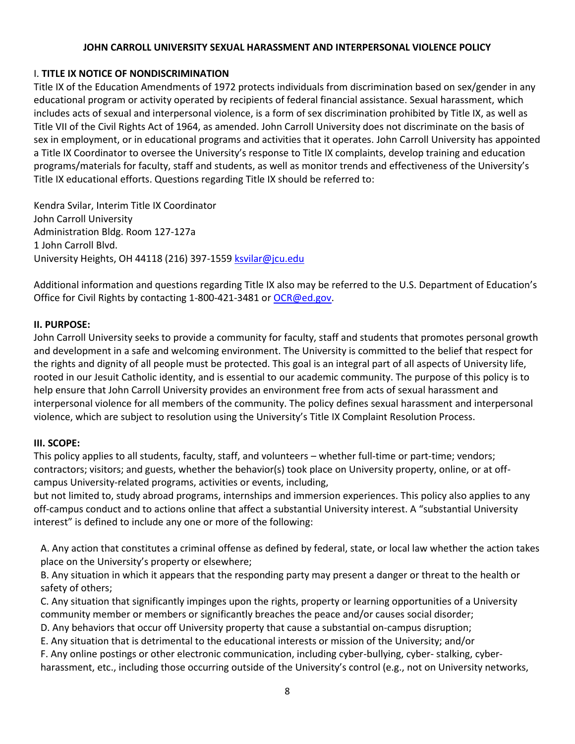**JOHN CARROLL UNIVERSITY SEXUAL HARASSMENT AND INTERPERSONAL VIOLENCE POLICY**

## I. TITLE IX NOTICE OF NONDISCRIMINATION

Title IX of the Education Amendments of 1972 protects individuals from discrimination based on sex/gender in any educational program or activity operated by recipients of federal financial assistance. Sexual harassment, which includes acts of sexual and interpersonal violence, is a form of sex discrimination prohibited by Title IX, as well as Title VII of the Civil Rights Act of 1964, as amended. John Carroll University does not discriminate on the basis of sex in employment, or in educational programs and activities that it operates. John Carroll University has appointed a Title IX Coordinator to oversee the University's response to Title IX complaints, develop training and education programs/materials for faculty, staff and students, as well as monitor trends and effectiveness of the University's Title IX educational efforts. Questions regarding Title IX should be referred to:

Kendra Svilar, Interim Title IX Coordinator
John Carroll University
Administration Bldg. Room 127-127a
1 John Carroll Blvd.
University Heights, OH 44118 (216) 397-1559 ksvilar@jcu.edu

Additional information and questions regarding Title IX also may be referred to the U.S. Department of Education's Office for Civil Rights by contacting 1-800-421-3481 or OCR@ed.gov.

## II. PURPOSE:

John Carroll University seeks to provide a community for faculty, staff and students that promotes personal growth and development in a safe and welcoming environment. The University is committed to the belief that respect for the rights and dignity of all people must be protected. This goal is an integral part of all aspects of University life, rooted in our Jesuit Catholic identity, and is essential to our academic community. The purpose of this policy is to help ensure that John Carroll University provides an environment free from acts of sexual harassment and interpersonal violence for all members of the community. The policy defines sexual harassment and interpersonal violence, which are subject to resolution using the University's Title IX Complaint Resolution Process.

## III. SCOPE:

This policy applies to all students, faculty, staff, and volunteers – whether full-time or part-time; vendors; contractors; visitors; and guests, whether the behavior(s) took place on University property, online, or at off-campus University-related programs, activities or events, including, but not limited to, study abroad programs, internships and immersion experiences. This policy also applies to any off-campus conduct and to actions online that affect a substantial University interest. A "substantial University interest" is defined to include any one or more of the following:

A. Any action that constitutes a criminal offense as defined by federal, state, or local law whether the action takes place on the University's property or elsewhere;
B. Any situation in which it appears that the responding party may present a danger or threat to the health or safety of others;
C. Any situation that significantly impinges upon the rights, property or learning opportunities of a University community member or members or significantly breaches the peace and/or causes social disorder;
D. Any behaviors that occur off University property that cause a substantial on-campus disruption;
E. Any situation that is detrimental to the educational interests or mission of the University; and/or
F. Any online postings or other electronic communication, including cyber-bullying, cyber- stalking, cyber-harassment, etc., including those occurring outside of the University's control (e.g., not on University networks,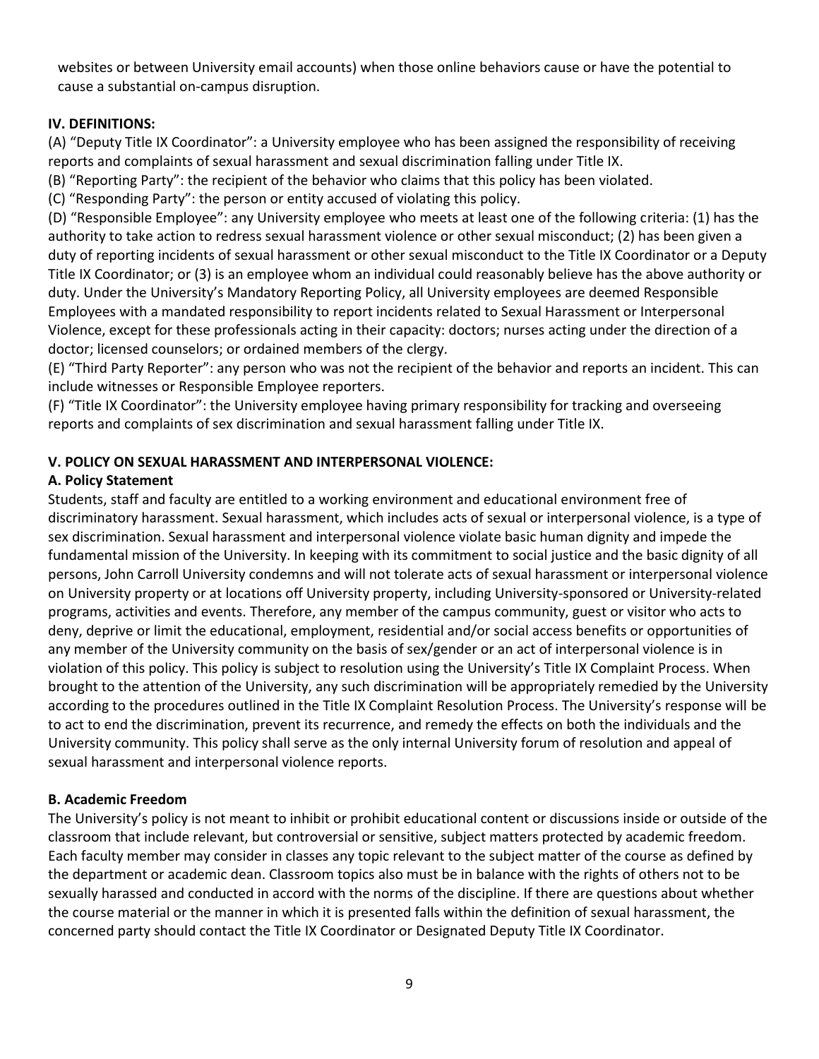websites or between University email accounts) when those online behaviors cause or have the potential to cause a substantial on-campus disruption.

### IV. DEFINITIONS:

(A) "Deputy Title IX Coordinator": a University employee who has been assigned the responsibility of receiving reports and complaints of sexual harassment and sexual discrimination falling under Title IX.

(B) "Reporting Party": the recipient of the behavior who claims that this policy has been violated.

(C) "Responding Party": the person or entity accused of violating this policy.

(D) "Responsible Employee": any University employee who meets at least one of the following criteria: (1) has the authority to take action to redress sexual harassment violence or other sexual misconduct; (2) has been given a duty of reporting incidents of sexual harassment or other sexual misconduct to the Title IX Coordinator or a Deputy Title IX Coordinator; or (3) is an employee whom an individual could reasonably believe has the above authority or duty. Under the University's Mandatory Reporting Policy, all University employees are deemed Responsible Employees with a mandated responsibility to report incidents related to Sexual Harassment or Interpersonal Violence, except for these professionals acting in their capacity: doctors; nurses acting under the direction of a doctor; licensed counselors; or ordained members of the clergy.

(E) "Third Party Reporter": any person who was not the recipient of the behavior and reports an incident. This can include witnesses or Responsible Employee reporters.

(F) "Title IX Coordinator": the University employee having primary responsibility for tracking and overseeing reports and complaints of sex discrimination and sexual harassment falling under Title IX.

### V. POLICY ON SEXUAL HARASSMENT AND INTERPERSONAL VIOLENCE:

#### A. Policy Statement

Students, staff and faculty are entitled to a working environment and educational environment free of discriminatory harassment. Sexual harassment, which includes acts of sexual or interpersonal violence, is a type of sex discrimination. Sexual harassment and interpersonal violence violate basic human dignity and impede the fundamental mission of the University. In keeping with its commitment to social justice and the basic dignity of all persons, John Carroll University condemns and will not tolerate acts of sexual harassment or interpersonal violence on University property or at locations off University property, including University-sponsored or University-related programs, activities and events. Therefore, any member of the campus community, guest or visitor who acts to deny, deprive or limit the educational, employment, residential and/or social access benefits or opportunities of any member of the University community on the basis of sex/gender or an act of interpersonal violence is in violation of this policy. This policy is subject to resolution using the University's Title IX Complaint Process. When brought to the attention of the University, any such discrimination will be appropriately remedied by the University according to the procedures outlined in the Title IX Complaint Resolution Process. The University's response will be to act to end the discrimination, prevent its recurrence, and remedy the effects on both the individuals and the University community. This policy shall serve as the only internal University forum of resolution and appeal of sexual harassment and interpersonal violence reports.

#### B. Academic Freedom

The University's policy is not meant to inhibit or prohibit educational content or discussions inside or outside of the classroom that include relevant, but controversial or sensitive, subject matters protected by academic freedom. Each faculty member may consider in classes any topic relevant to the subject matter of the course as defined by the department or academic dean. Classroom topics also must be in balance with the rights of others not to be sexually harassed and conducted in accord with the norms of the discipline. If there are questions about whether the course material or the manner in which it is presented falls within the definition of sexual harassment, the concerned party should contact the Title IX Coordinator or Designated Deputy Title IX Coordinator.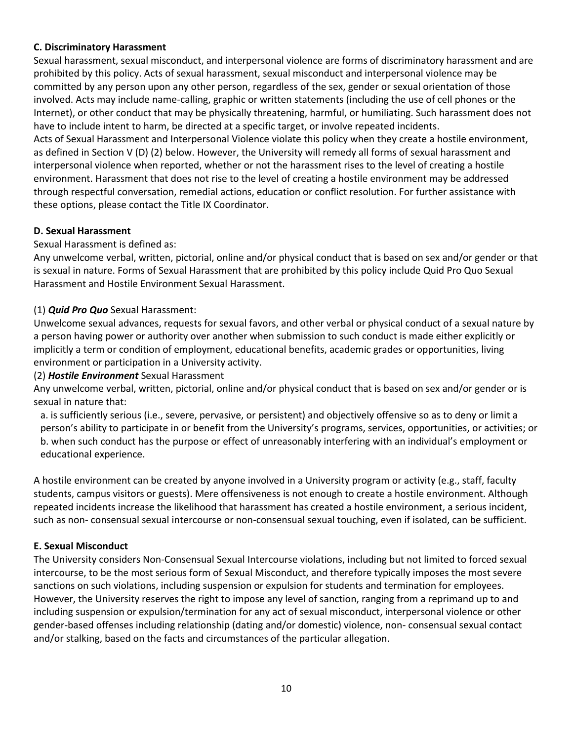**C. Discriminatory Harassment**

Sexual harassment, sexual misconduct, and interpersonal violence are forms of discriminatory harassment and are prohibited by this policy. Acts of sexual harassment, sexual misconduct and interpersonal violence may be committed by any person upon any other person, regardless of the sex, gender or sexual orientation of those involved. Acts may include name-calling, graphic or written statements (including the use of cell phones or the Internet), or other conduct that may be physically threatening, harmful, or humiliating. Such harassment does not have to include intent to harm, be directed at a specific target, or involve repeated incidents.

Acts of Sexual Harassment and Interpersonal Violence violate this policy when they create a hostile environment, as defined in Section V (D) (2) below. However, the University will remedy all forms of sexual harassment and interpersonal violence when reported, whether or not the harassment rises to the level of creating a hostile environment. Harassment that does not rise to the level of creating a hostile environment may be addressed through respectful conversation, remedial actions, education or conflict resolution. For further assistance with these options, please contact the Title IX Coordinator.

**D. Sexual Harassment**

Sexual Harassment is defined as:

Any unwelcome verbal, written, pictorial, online and/or physical conduct that is based on sex and/or gender or that is sexual in nature. Forms of Sexual Harassment that are prohibited by this policy include Quid Pro Quo Sexual Harassment and Hostile Environment Sexual Harassment.

(1) ***Quid Pro Quo*** Sexual Harassment:

Unwelcome sexual advances, requests for sexual favors, and other verbal or physical conduct of a sexual nature by a person having power or authority over another when submission to such conduct is made either explicitly or implicitly a term or condition of employment, educational benefits, academic grades or opportunities, living environment or participation in a University activity.

(2) ***Hostile Environment*** Sexual Harassment

Any unwelcome verbal, written, pictorial, online and/or physical conduct that is based on sex and/or gender or is sexual in nature that:

a. is sufficiently serious (i.e., severe, pervasive, or persistent) and objectively offensive so as to deny or limit a person's ability to participate in or benefit from the University's programs, services, opportunities, or activities; or

b. when such conduct has the purpose or effect of unreasonably interfering with an individual's employment or educational experience.

A hostile environment can be created by anyone involved in a University program or activity (e.g., staff, faculty students, campus visitors or guests). Mere offensiveness is not enough to create a hostile environment. Although repeated incidents increase the likelihood that harassment has created a hostile environment, a serious incident, such as non- consensual sexual intercourse or non-consensual sexual touching, even if isolated, can be sufficient.

**E. Sexual Misconduct**

The University considers Non-Consensual Sexual Intercourse violations, including but not limited to forced sexual intercourse, to be the most serious form of Sexual Misconduct, and therefore typically imposes the most severe sanctions on such violations, including suspension or expulsion for students and termination for employees. However, the University reserves the right to impose any level of sanction, ranging from a reprimand up to and including suspension or expulsion/termination for any act of sexual misconduct, interpersonal violence or other gender-based offenses including relationship (dating and/or domestic) violence, non- consensual sexual contact and/or stalking, based on the facts and circumstances of the particular allegation.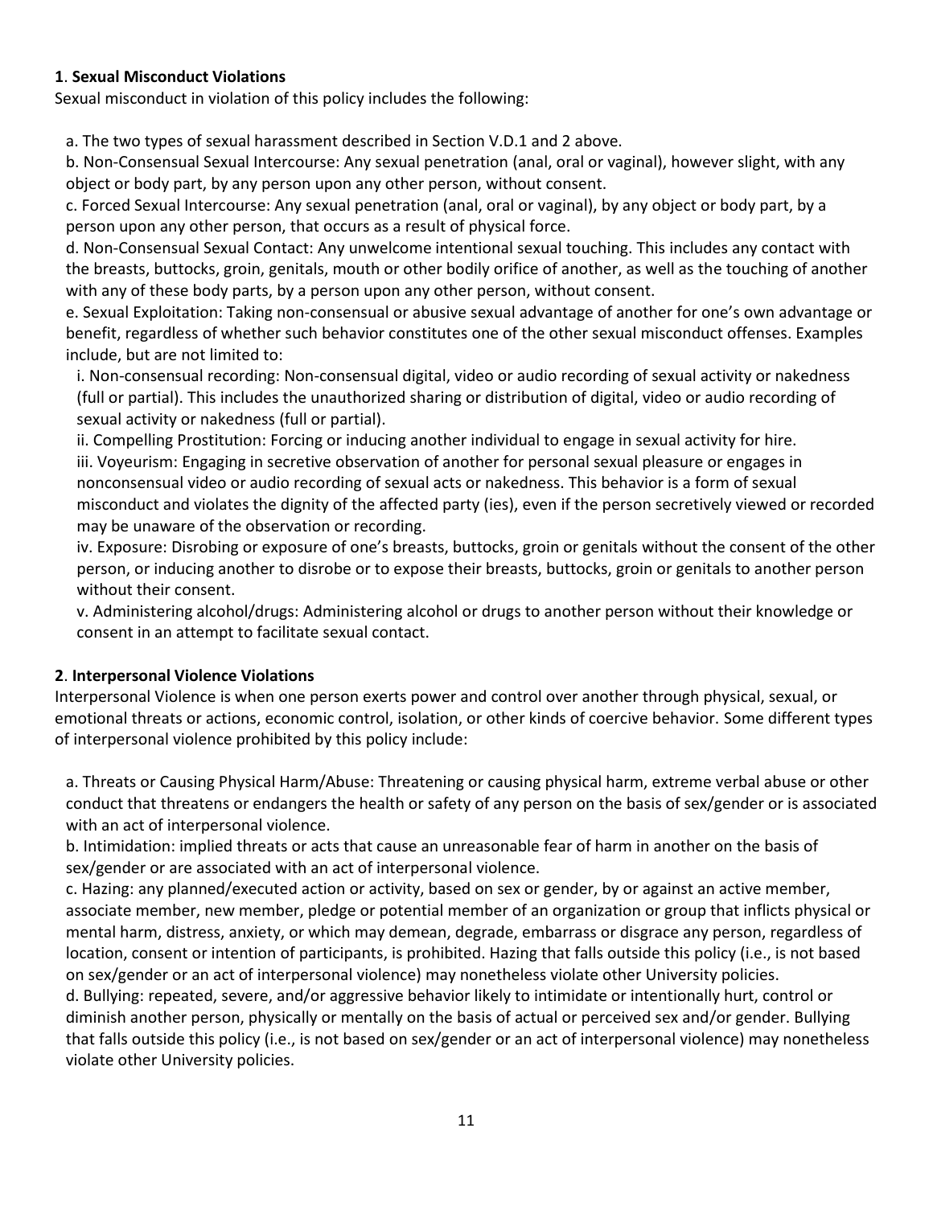**1**. **Sexual Misconduct Violations**

Sexual misconduct in violation of this policy includes the following:

a. The two types of sexual harassment described in Section V.D.1 and 2 above.

b. Non-Consensual Sexual Intercourse: Any sexual penetration (anal, oral or vaginal), however slight, with any object or body part, by any person upon any other person, without consent.

c. Forced Sexual Intercourse: Any sexual penetration (anal, oral or vaginal), by any object or body part, by a person upon any other person, that occurs as a result of physical force.

d. Non-Consensual Sexual Contact: Any unwelcome intentional sexual touching. This includes any contact with the breasts, buttocks, groin, genitals, mouth or other bodily orifice of another, as well as the touching of another with any of these body parts, by a person upon any other person, without consent.

e. Sexual Exploitation: Taking non-consensual or abusive sexual advantage of another for one's own advantage or benefit, regardless of whether such behavior constitutes one of the other sexual misconduct offenses. Examples include, but are not limited to:

i. Non-consensual recording: Non-consensual digital, video or audio recording of sexual activity or nakedness (full or partial). This includes the unauthorized sharing or distribution of digital, video or audio recording of sexual activity or nakedness (full or partial).

ii. Compelling Prostitution: Forcing or inducing another individual to engage in sexual activity for hire.

iii. Voyeurism: Engaging in secretive observation of another for personal sexual pleasure or engages in nonconsensual video or audio recording of sexual acts or nakedness. This behavior is a form of sexual misconduct and violates the dignity of the affected party (ies), even if the person secretively viewed or recorded may be unaware of the observation or recording.

iv. Exposure: Disrobing or exposure of one's breasts, buttocks, groin or genitals without the consent of the other person, or inducing another to disrobe or to expose their breasts, buttocks, groin or genitals to another person without their consent.

v. Administering alcohol/drugs: Administering alcohol or drugs to another person without their knowledge or consent in an attempt to facilitate sexual contact.

**2**. **Interpersonal Violence Violations**

Interpersonal Violence is when one person exerts power and control over another through physical, sexual, or emotional threats or actions, economic control, isolation, or other kinds of coercive behavior. Some different types of interpersonal violence prohibited by this policy include:

a. Threats or Causing Physical Harm/Abuse: Threatening or causing physical harm, extreme verbal abuse or other conduct that threatens or endangers the health or safety of any person on the basis of sex/gender or is associated with an act of interpersonal violence.

b. Intimidation: implied threats or acts that cause an unreasonable fear of harm in another on the basis of sex/gender or are associated with an act of interpersonal violence.

c. Hazing: any planned/executed action or activity, based on sex or gender, by or against an active member, associate member, new member, pledge or potential member of an organization or group that inflicts physical or mental harm, distress, anxiety, or which may demean, degrade, embarrass or disgrace any person, regardless of location, consent or intention of participants, is prohibited. Hazing that falls outside this policy (i.e., is not based on sex/gender or an act of interpersonal violence) may nonetheless violate other University policies.

d. Bullying: repeated, severe, and/or aggressive behavior likely to intimidate or intentionally hurt, control or diminish another person, physically or mentally on the basis of actual or perceived sex and/or gender. Bullying that falls outside this policy (i.e., is not based on sex/gender or an act of interpersonal violence) may nonetheless violate other University policies.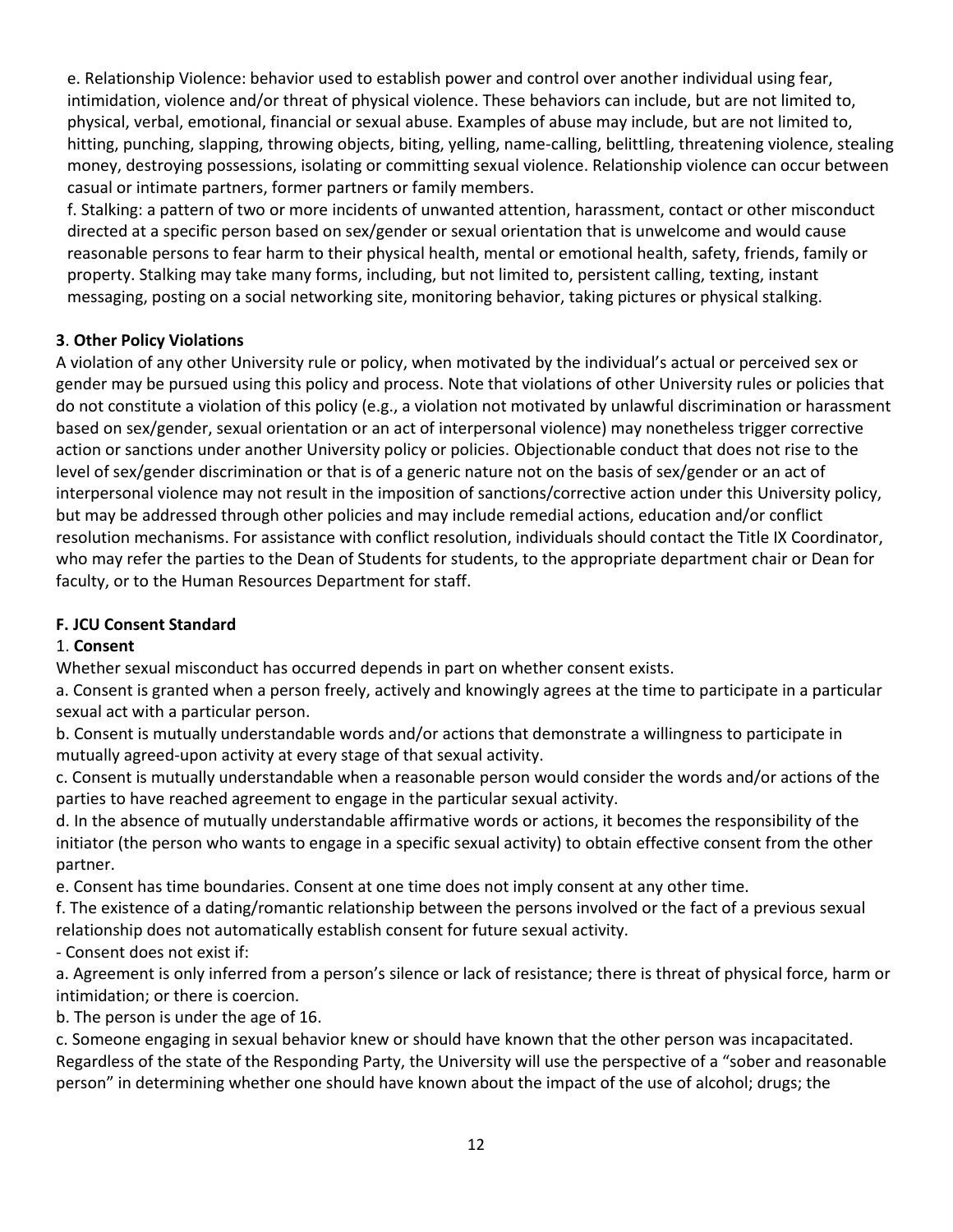e. Relationship Violence: behavior used to establish power and control over another individual using fear, intimidation, violence and/or threat of physical violence. These behaviors can include, but are not limited to, physical, verbal, emotional, financial or sexual abuse. Examples of abuse may include, but are not limited to, hitting, punching, slapping, throwing objects, biting, yelling, name-calling, belittling, threatening violence, stealing money, destroying possessions, isolating or committing sexual violence. Relationship violence can occur between casual or intimate partners, former partners or family members.

f. Stalking: a pattern of two or more incidents of unwanted attention, harassment, contact or other misconduct directed at a specific person based on sex/gender or sexual orientation that is unwelcome and would cause reasonable persons to fear harm to their physical health, mental or emotional health, safety, friends, family or property. Stalking may take many forms, including, but not limited to, persistent calling, texting, instant messaging, posting on a social networking site, monitoring behavior, taking pictures or physical stalking.

**3. Other Policy Violations**

A violation of any other University rule or policy, when motivated by the individual's actual or perceived sex or gender may be pursued using this policy and process. Note that violations of other University rules or policies that do not constitute a violation of this policy (e.g., a violation not motivated by unlawful discrimination or harassment based on sex/gender, sexual orientation or an act of interpersonal violence) may nonetheless trigger corrective action or sanctions under another University policy or policies. Objectionable conduct that does not rise to the level of sex/gender discrimination or that is of a generic nature not on the basis of sex/gender or an act of interpersonal violence may not result in the imposition of sanctions/corrective action under this University policy, but may be addressed through other policies and may include remedial actions, education and/or conflict resolution mechanisms. For assistance with conflict resolution, individuals should contact the Title IX Coordinator, who may refer the parties to the Dean of Students for students, to the appropriate department chair or Dean for faculty, or to the Human Resources Department for staff.

### F. JCU Consent Standard

1. **Consent**

Whether sexual misconduct has occurred depends in part on whether consent exists.

a. Consent is granted when a person freely, actively and knowingly agrees at the time to participate in a particular sexual act with a particular person.

b. Consent is mutually understandable words and/or actions that demonstrate a willingness to participate in mutually agreed-upon activity at every stage of that sexual activity.

c. Consent is mutually understandable when a reasonable person would consider the words and/or actions of the parties to have reached agreement to engage in the particular sexual activity.

d. In the absence of mutually understandable affirmative words or actions, it becomes the responsibility of the initiator (the person who wants to engage in a specific sexual activity) to obtain effective consent from the other partner.

e. Consent has time boundaries. Consent at one time does not imply consent at any other time.

f. The existence of a dating/romantic relationship between the persons involved or the fact of a previous sexual relationship does not automatically establish consent for future sexual activity.

- Consent does not exist if:

a. Agreement is only inferred from a person's silence or lack of resistance; there is threat of physical force, harm or intimidation; or there is coercion.

b. The person is under the age of 16.

c. Someone engaging in sexual behavior knew or should have known that the other person was incapacitated. Regardless of the state of the Responding Party, the University will use the perspective of a "sober and reasonable person" in determining whether one should have known about the impact of the use of alcohol; drugs; the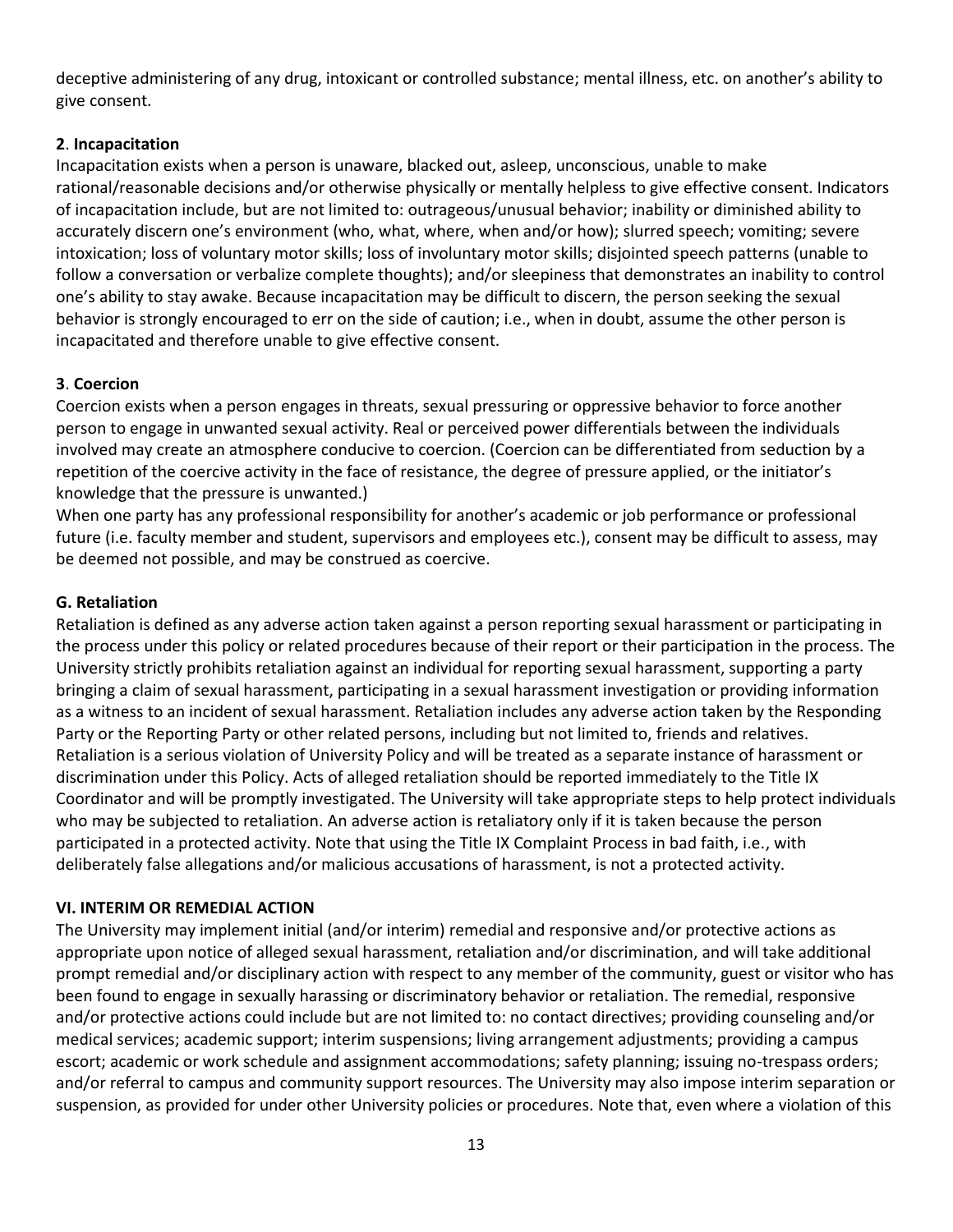deceptive administering of any drug, intoxicant or controlled substance; mental illness, etc. on another's ability to give consent.

**2**. **Incapacitation**

Incapacitation exists when a person is unaware, blacked out, asleep, unconscious, unable to make rational/reasonable decisions and/or otherwise physically or mentally helpless to give effective consent. Indicators of incapacitation include, but are not limited to: outrageous/unusual behavior; inability or diminished ability to accurately discern one's environment (who, what, where, when and/or how); slurred speech; vomiting; severe intoxication; loss of voluntary motor skills; loss of involuntary motor skills; disjointed speech patterns (unable to follow a conversation or verbalize complete thoughts); and/or sleepiness that demonstrates an inability to control one's ability to stay awake. Because incapacitation may be difficult to discern, the person seeking the sexual behavior is strongly encouraged to err on the side of caution; i.e., when in doubt, assume the other person is incapacitated and therefore unable to give effective consent.

**3**. **Coercion**

Coercion exists when a person engages in threats, sexual pressuring or oppressive behavior to force another person to engage in unwanted sexual activity. Real or perceived power differentials between the individuals involved may create an atmosphere conducive to coercion. (Coercion can be differentiated from seduction by a repetition of the coercive activity in the face of resistance, the degree of pressure applied, or the initiator's knowledge that the pressure is unwanted.)

When one party has any professional responsibility for another's academic or job performance or professional future (i.e. faculty member and student, supervisors and employees etc.), consent may be difficult to assess, may be deemed not possible, and may be construed as coercive.

### G. Retaliation

Retaliation is defined as any adverse action taken against a person reporting sexual harassment or participating in the process under this policy or related procedures because of their report or their participation in the process. The University strictly prohibits retaliation against an individual for reporting sexual harassment, supporting a party bringing a claim of sexual harassment, participating in a sexual harassment investigation or providing information as a witness to an incident of sexual harassment. Retaliation includes any adverse action taken by the Responding Party or the Reporting Party or other related persons, including but not limited to, friends and relatives. Retaliation is a serious violation of University Policy and will be treated as a separate instance of harassment or discrimination under this Policy. Acts of alleged retaliation should be reported immediately to the Title IX Coordinator and will be promptly investigated. The University will take appropriate steps to help protect individuals who may be subjected to retaliation. An adverse action is retaliatory only if it is taken because the person participated in a protected activity. Note that using the Title IX Complaint Process in bad faith, i.e., with deliberately false allegations and/or malicious accusations of harassment, is not a protected activity.

## VI. INTERIM OR REMEDIAL ACTION

The University may implement initial (and/or interim) remedial and responsive and/or protective actions as appropriate upon notice of alleged sexual harassment, retaliation and/or discrimination, and will take additional prompt remedial and/or disciplinary action with respect to any member of the community, guest or visitor who has been found to engage in sexually harassing or discriminatory behavior or retaliation. The remedial, responsive and/or protective actions could include but are not limited to: no contact directives; providing counseling and/or medical services; academic support; interim suspensions; living arrangement adjustments; providing a campus escort; academic or work schedule and assignment accommodations; safety planning; issuing no-trespass orders; and/or referral to campus and community support resources. The University may also impose interim separation or suspension, as provided for under other University policies or procedures. Note that, even where a violation of this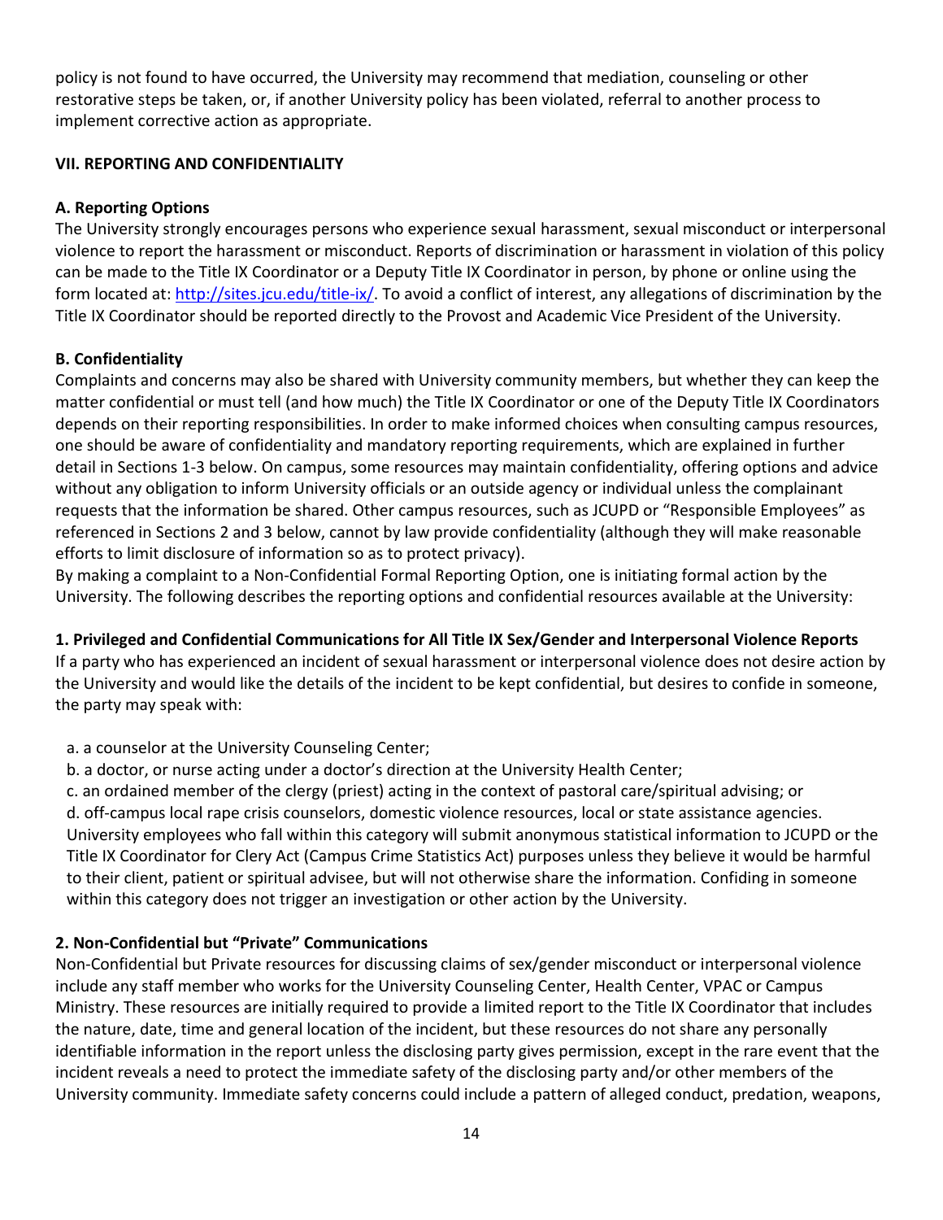policy is not found to have occurred, the University may recommend that mediation, counseling or other restorative steps be taken, or, if another University policy has been violated, referral to another process to implement corrective action as appropriate.

## VII. REPORTING AND CONFIDENTIALITY

### A. Reporting Options

The University strongly encourages persons who experience sexual harassment, sexual misconduct or interpersonal violence to report the harassment or misconduct. Reports of discrimination or harassment in violation of this policy can be made to the Title IX Coordinator or a Deputy Title IX Coordinator in person, by phone or online using the form located at: http://sites.jcu.edu/title-ix/. To avoid a conflict of interest, any allegations of discrimination by the Title IX Coordinator should be reported directly to the Provost and Academic Vice President of the University.

### B. Confidentiality

Complaints and concerns may also be shared with University community members, but whether they can keep the matter confidential or must tell (and how much) the Title IX Coordinator or one of the Deputy Title IX Coordinators depends on their reporting responsibilities. In order to make informed choices when consulting campus resources, one should be aware of confidentiality and mandatory reporting requirements, which are explained in further detail in Sections 1-3 below. On campus, some resources may maintain confidentiality, offering options and advice without any obligation to inform University officials or an outside agency or individual unless the complainant requests that the information be shared. Other campus resources, such as JCUPD or "Responsible Employees" as referenced in Sections 2 and 3 below, cannot by law provide confidentiality (although they will make reasonable efforts to limit disclosure of information so as to protect privacy).

By making a complaint to a Non-Confidential Formal Reporting Option, one is initiating formal action by the University. The following describes the reporting options and confidential resources available at the University:

#### 1. Privileged and Confidential Communications for All Title IX Sex/Gender and Interpersonal Violence Reports

If a party who has experienced an incident of sexual harassment or interpersonal violence does not desire action by the University and would like the details of the incident to be kept confidential, but desires to confide in someone, the party may speak with:

a. a counselor at the University Counseling Center;
b. a doctor, or nurse acting under a doctor's direction at the University Health Center;
c. an ordained member of the clergy (priest) acting in the context of pastoral care/spiritual advising; or
d. off-campus local rape crisis counselors, domestic violence resources, local or state assistance agencies.

University employees who fall within this category will submit anonymous statistical information to JCUPD or the Title IX Coordinator for Clery Act (Campus Crime Statistics Act) purposes unless they believe it would be harmful to their client, patient or spiritual advisee, but will not otherwise share the information. Confiding in someone within this category does not trigger an investigation or other action by the University.

#### 2. Non-Confidential but "Private" Communications

Non-Confidential but Private resources for discussing claims of sex/gender misconduct or interpersonal violence include any staff member who works for the University Counseling Center, Health Center, VPAC or Campus Ministry. These resources are initially required to provide a limited report to the Title IX Coordinator that includes the nature, date, time and general location of the incident, but these resources do not share any personally identifiable information in the report unless the disclosing party gives permission, except in the rare event that the incident reveals a need to protect the immediate safety of the disclosing party and/or other members of the University community. Immediate safety concerns could include a pattern of alleged conduct, predation, weapons,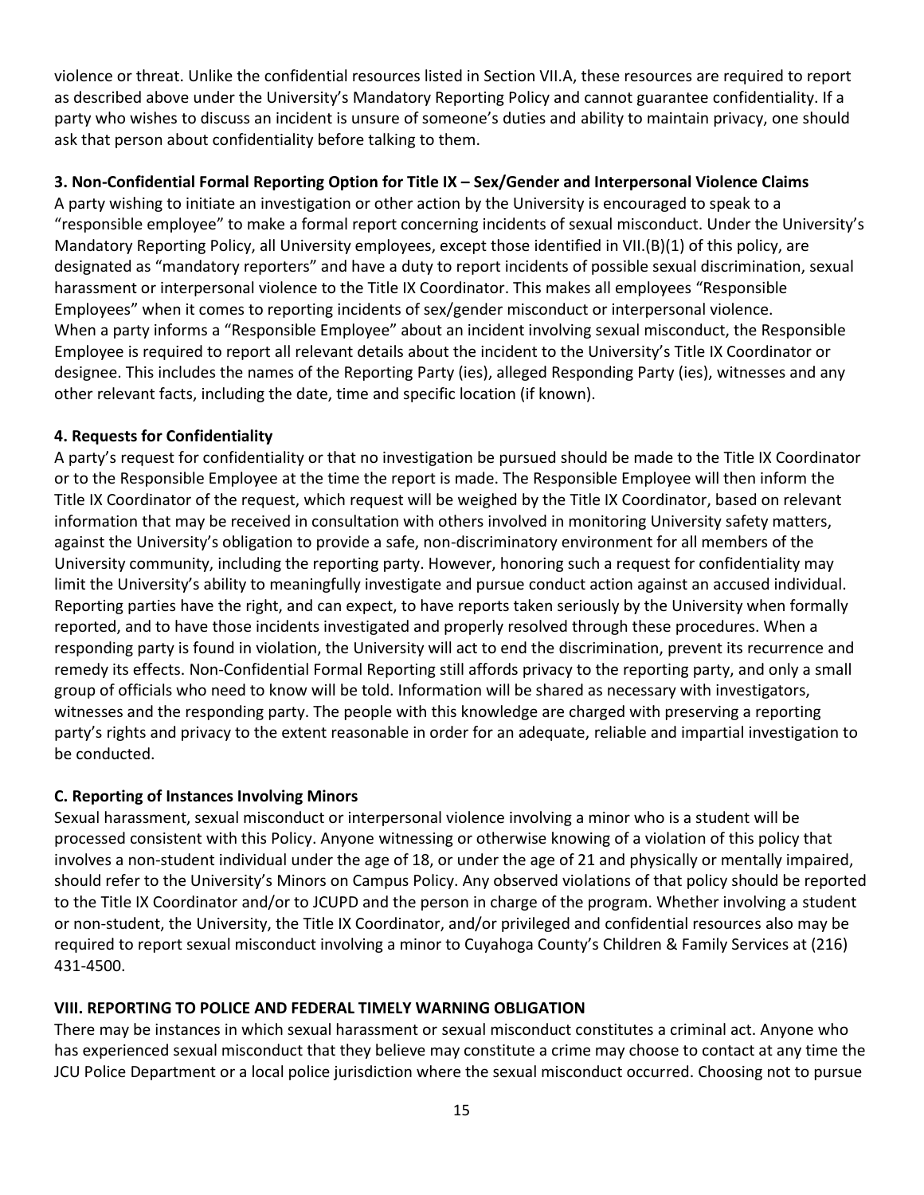violence or threat. Unlike the confidential resources listed in Section VII.A, these resources are required to report as described above under the University's Mandatory Reporting Policy and cannot guarantee confidentiality. If a party who wishes to discuss an incident is unsure of someone's duties and ability to maintain privacy, one should ask that person about confidentiality before talking to them.

**3. Non-Confidential Formal Reporting Option for Title IX – Sex/Gender and Interpersonal Violence Claims**

A party wishing to initiate an investigation or other action by the University is encouraged to speak to a "responsible employee" to make a formal report concerning incidents of sexual misconduct. Under the University's Mandatory Reporting Policy, all University employees, except those identified in VII.(B)(1) of this policy, are designated as "mandatory reporters" and have a duty to report incidents of possible sexual discrimination, sexual harassment or interpersonal violence to the Title IX Coordinator. This makes all employees "Responsible Employees" when it comes to reporting incidents of sex/gender misconduct or interpersonal violence.
When a party informs a "Responsible Employee" about an incident involving sexual misconduct, the Responsible Employee is required to report all relevant details about the incident to the University's Title IX Coordinator or designee. This includes the names of the Reporting Party (ies), alleged Responding Party (ies), witnesses and any other relevant facts, including the date, time and specific location (if known).

**4. Requests for Confidentiality**

A party's request for confidentiality or that no investigation be pursued should be made to the Title IX Coordinator or to the Responsible Employee at the time the report is made. The Responsible Employee will then inform the Title IX Coordinator of the request, which request will be weighed by the Title IX Coordinator, based on relevant information that may be received in consultation with others involved in monitoring University safety matters, against the University's obligation to provide a safe, non-discriminatory environment for all members of the University community, including the reporting party. However, honoring such a request for confidentiality may limit the University's ability to meaningfully investigate and pursue conduct action against an accused individual. Reporting parties have the right, and can expect, to have reports taken seriously by the University when formally reported, and to have those incidents investigated and properly resolved through these procedures. When a responding party is found in violation, the University will act to end the discrimination, prevent its recurrence and remedy its effects. Non-Confidential Formal Reporting still affords privacy to the reporting party, and only a small group of officials who need to know will be told. Information will be shared as necessary with investigators, witnesses and the responding party. The people with this knowledge are charged with preserving a reporting party's rights and privacy to the extent reasonable in order for an adequate, reliable and impartial investigation to be conducted.

**C. Reporting of Instances Involving Minors**

Sexual harassment, sexual misconduct or interpersonal violence involving a minor who is a student will be processed consistent with this Policy. Anyone witnessing or otherwise knowing of a violation of this policy that involves a non-student individual under the age of 18, or under the age of 21 and physically or mentally impaired, should refer to the University's Minors on Campus Policy. Any observed violations of that policy should be reported to the Title IX Coordinator and/or to JCUPD and the person in charge of the program. Whether involving a student or non-student, the University, the Title IX Coordinator, and/or privileged and confidential resources also may be required to report sexual misconduct involving a minor to Cuyahoga County's Children & Family Services at (216) 431-4500.

## VIII. REPORTING TO POLICE AND FEDERAL TIMELY WARNING OBLIGATION

There may be instances in which sexual harassment or sexual misconduct constitutes a criminal act. Anyone who has experienced sexual misconduct that they believe may constitute a crime may choose to contact at any time the JCU Police Department or a local police jurisdiction where the sexual misconduct occurred. Choosing not to pursue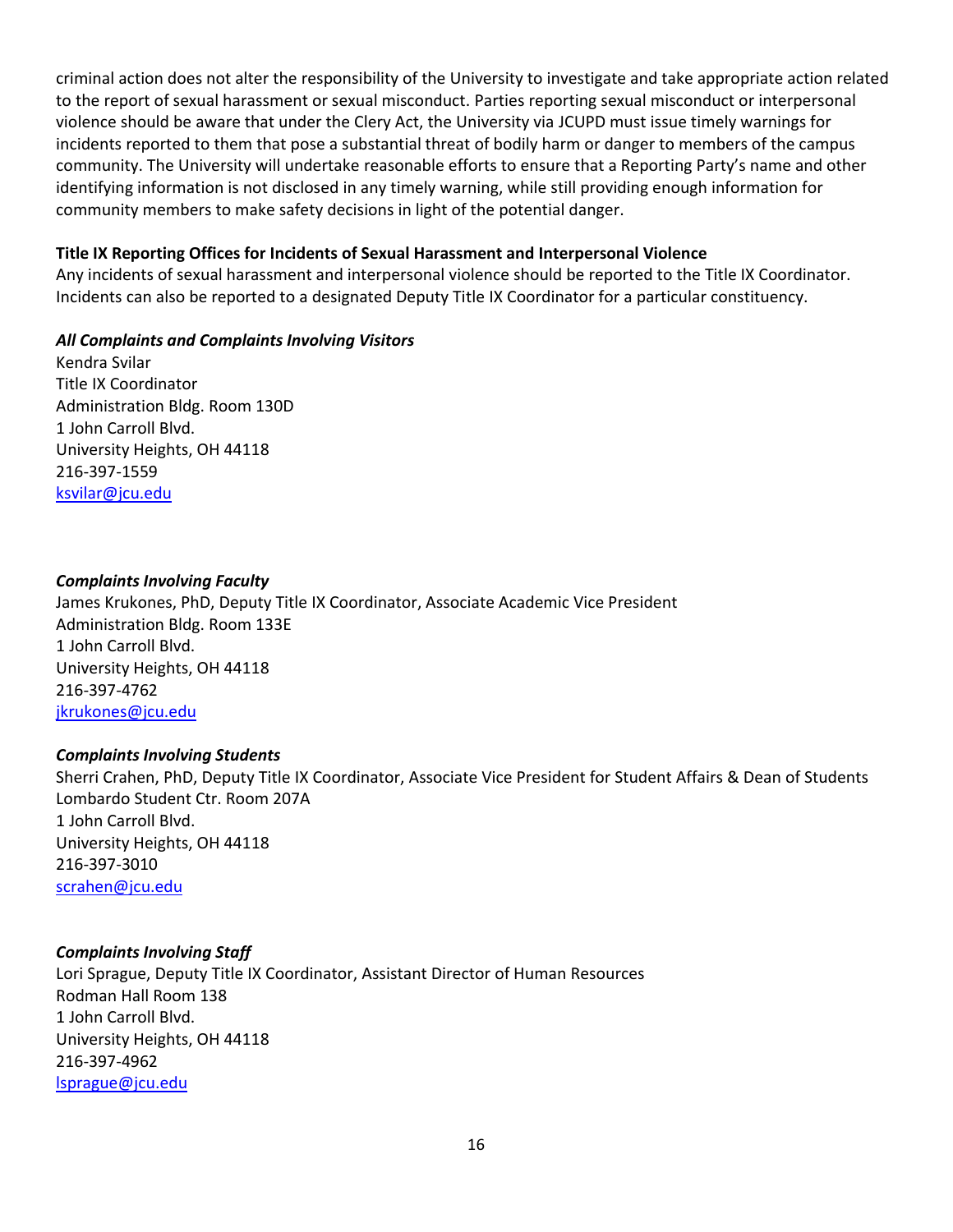criminal action does not alter the responsibility of the University to investigate and take appropriate action related to the report of sexual harassment or sexual misconduct. Parties reporting sexual misconduct or interpersonal violence should be aware that under the Clery Act, the University via JCUPD must issue timely warnings for incidents reported to them that pose a substantial threat of bodily harm or danger to members of the campus community. The University will undertake reasonable efforts to ensure that a Reporting Party's name and other identifying information is not disclosed in any timely warning, while still providing enough information for community members to make safety decisions in light of the potential danger.

**Title IX Reporting Offices for Incidents of Sexual Harassment and Interpersonal Violence**

Any incidents of sexual harassment and interpersonal violence should be reported to the Title IX Coordinator. Incidents can also be reported to a designated Deputy Title IX Coordinator for a particular constituency.

***All Complaints and Complaints Involving Visitors***

Kendra Svilar
Title IX Coordinator
Administration Bldg. Room 130D
1 John Carroll Blvd.
University Heights, OH 44118
216-397-1559
ksvilar@jcu.edu

***Complaints Involving Faculty***

James Krukones, PhD, Deputy Title IX Coordinator, Associate Academic Vice President
Administration Bldg. Room 133E
1 John Carroll Blvd.
University Heights, OH 44118
216-397-4762
jkrukones@jcu.edu

***Complaints Involving Students***

Sherri Crahen, PhD, Deputy Title IX Coordinator, Associate Vice President for Student Affairs & Dean of Students
Lombardo Student Ctr. Room 207A
1 John Carroll Blvd.
University Heights, OH 44118
216-397-3010
scrahen@jcu.edu

***Complaints Involving Staff***

Lori Sprague, Deputy Title IX Coordinator, Assistant Director of Human Resources
Rodman Hall Room 138
1 John Carroll Blvd.
University Heights, OH 44118
216-397-4962
lsprague@jcu.edu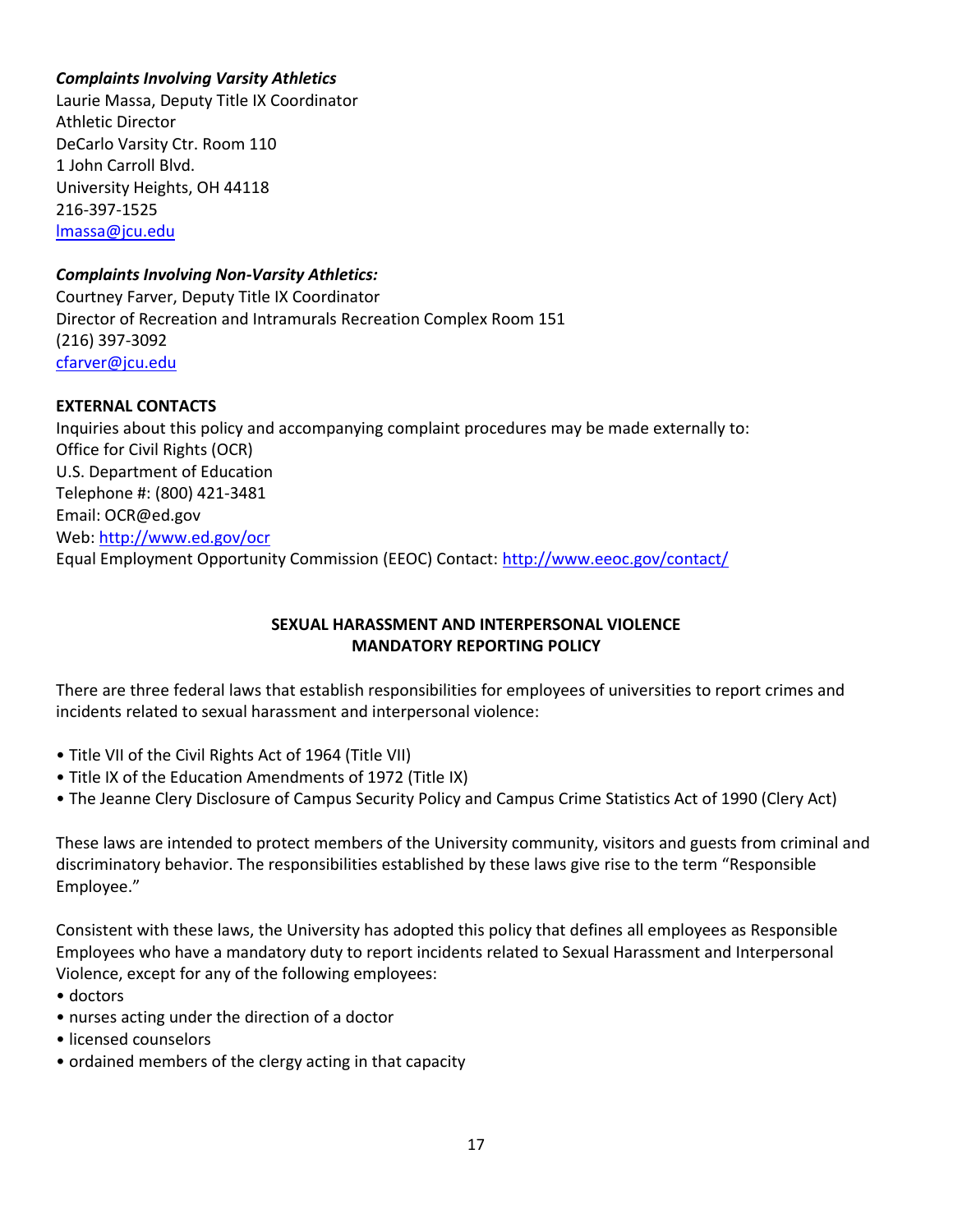***Complaints Involving Varsity Athletics***
Laurie Massa, Deputy Title IX Coordinator
Athletic Director
DeCarlo Varsity Ctr. Room 110
1 John Carroll Blvd.
University Heights, OH 44118
216-397-1525
[lmassa@jcu.edu](mailto:lmassa@jcu.edu)

***Complaints Involving Non-Varsity Athletics:***
Courtney Farver, Deputy Title IX Coordinator
Director of Recreation and Intramurals Recreation Complex Room 151
(216) 397-3092
[cfarver@jcu.edu](mailto:cfarver@jcu.edu)

**EXTERNAL CONTACTS**
Inquiries about this policy and accompanying complaint procedures may be made externally to:
Office for Civil Rights (OCR)
U.S. Department of Education
Telephone #: (800) 421-3481
Email: OCR@ed.gov
Web: [http://www.ed.gov/ocr](http://www.ed.gov/ocr)
Equal Employment Opportunity Commission (EEOC) Contact: [http://www.eeoc.gov/contact/](http://www.eeoc.gov/contact/)

## SEXUAL HARASSMENT AND INTERPERSONAL VIOLENCE MANDATORY REPORTING POLICY

There are three federal laws that establish responsibilities for employees of universities to report crimes and incidents related to sexual harassment and interpersonal violence:

- Title VII of the Civil Rights Act of 1964 (Title VII)
- Title IX of the Education Amendments of 1972 (Title IX)
- The Jeanne Clery Disclosure of Campus Security Policy and Campus Crime Statistics Act of 1990 (Clery Act)

These laws are intended to protect members of the University community, visitors and guests from criminal and discriminatory behavior. The responsibilities established by these laws give rise to the term "Responsible Employee."

Consistent with these laws, the University has adopted this policy that defines all employees as Responsible Employees who have a mandatory duty to report incidents related to Sexual Harassment and Interpersonal Violence, except for any of the following employees:

- doctors
- nurses acting under the direction of a doctor
- licensed counselors
- ordained members of the clergy acting in that capacity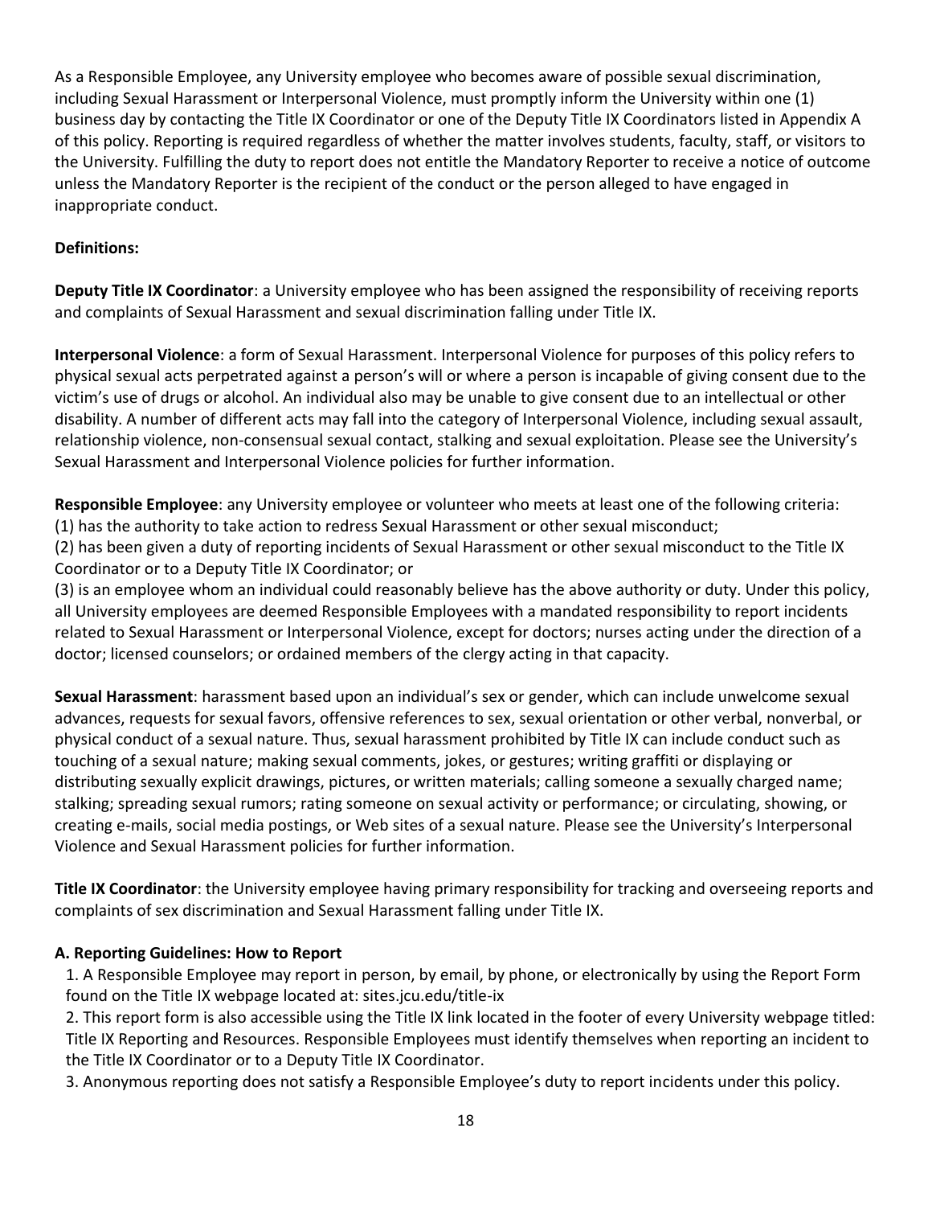As a Responsible Employee, any University employee who becomes aware of possible sexual discrimination, including Sexual Harassment or Interpersonal Violence, must promptly inform the University within one (1) business day by contacting the Title IX Coordinator or one of the Deputy Title IX Coordinators listed in Appendix A of this policy. Reporting is required regardless of whether the matter involves students, faculty, staff, or visitors to the University. Fulfilling the duty to report does not entitle the Mandatory Reporter to receive a notice of outcome unless the Mandatory Reporter is the recipient of the conduct or the person alleged to have engaged in inappropriate conduct.

**Definitions:**

**Deputy Title IX Coordinator**: a University employee who has been assigned the responsibility of receiving reports and complaints of Sexual Harassment and sexual discrimination falling under Title IX.

**Interpersonal Violence**: a form of Sexual Harassment. Interpersonal Violence for purposes of this policy refers to physical sexual acts perpetrated against a person's will or where a person is incapable of giving consent due to the victim's use of drugs or alcohol. An individual also may be unable to give consent due to an intellectual or other disability. A number of different acts may fall into the category of Interpersonal Violence, including sexual assault, relationship violence, non-consensual sexual contact, stalking and sexual exploitation. Please see the University's Sexual Harassment and Interpersonal Violence policies for further information.

**Responsible Employee**: any University employee or volunteer who meets at least one of the following criteria:
(1) has the authority to take action to redress Sexual Harassment or other sexual misconduct;
(2) has been given a duty of reporting incidents of Sexual Harassment or other sexual misconduct to the Title IX Coordinator or to a Deputy Title IX Coordinator; or
(3) is an employee whom an individual could reasonably believe has the above authority or duty. Under this policy, all University employees are deemed Responsible Employees with a mandated responsibility to report incidents related to Sexual Harassment or Interpersonal Violence, except for doctors; nurses acting under the direction of a doctor; licensed counselors; or ordained members of the clergy acting in that capacity.

**Sexual Harassment**: harassment based upon an individual's sex or gender, which can include unwelcome sexual advances, requests for sexual favors, offensive references to sex, sexual orientation or other verbal, nonverbal, or physical conduct of a sexual nature. Thus, sexual harassment prohibited by Title IX can include conduct such as touching of a sexual nature; making sexual comments, jokes, or gestures; writing graffiti or displaying or distributing sexually explicit drawings, pictures, or written materials; calling someone a sexually charged name; stalking; spreading sexual rumors; rating someone on sexual activity or performance; or circulating, showing, or creating e-mails, social media postings, or Web sites of a sexual nature. Please see the University's Interpersonal Violence and Sexual Harassment policies for further information.

**Title IX Coordinator**: the University employee having primary responsibility for tracking and overseeing reports and complaints of sex discrimination and Sexual Harassment falling under Title IX.

**A. Reporting Guidelines: How to Report**

1. A Responsible Employee may report in person, by email, by phone, or electronically by using the Report Form found on the Title IX webpage located at: sites.jcu.edu/title-ix
2. This report form is also accessible using the Title IX link located in the footer of every University webpage titled: Title IX Reporting and Resources. Responsible Employees must identify themselves when reporting an incident to the Title IX Coordinator or to a Deputy Title IX Coordinator.
3. Anonymous reporting does not satisfy a Responsible Employee's duty to report incidents under this policy.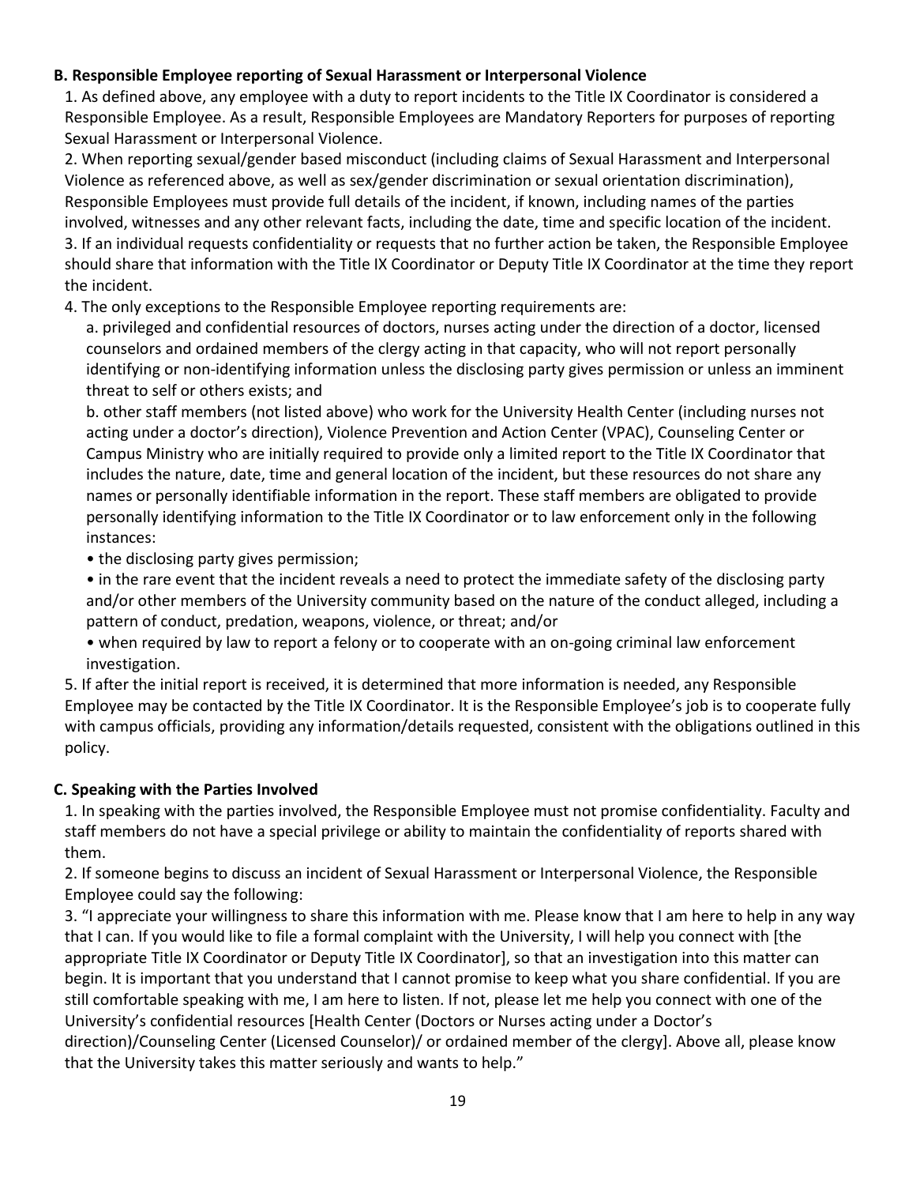**B. Responsible Employee reporting of Sexual Harassment or Interpersonal Violence**

1. As defined above, any employee with a duty to report incidents to the Title IX Coordinator is considered a Responsible Employee. As a result, Responsible Employees are Mandatory Reporters for purposes of reporting Sexual Harassment or Interpersonal Violence.
2. When reporting sexual/gender based misconduct (including claims of Sexual Harassment and Interpersonal Violence as referenced above, as well as sex/gender discrimination or sexual orientation discrimination), Responsible Employees must provide full details of the incident, if known, including names of the parties involved, witnesses and any other relevant facts, including the date, time and specific location of the incident.
3. If an individual requests confidentiality or requests that no further action be taken, the Responsible Employee should share that information with the Title IX Coordinator or Deputy Title IX Coordinator at the time they report the incident.
4. The only exceptions to the Responsible Employee reporting requirements are:
   a. privileged and confidential resources of doctors, nurses acting under the direction of a doctor, licensed counselors and ordained members of the clergy acting in that capacity, who will not report personally identifying or non-identifying information unless the disclosing party gives permission or unless an imminent threat to self or others exists; and
   b. other staff members (not listed above) who work for the University Health Center (including nurses not acting under a doctor's direction), Violence Prevention and Action Center (VPAC), Counseling Center or Campus Ministry who are initially required to provide only a limited report to the Title IX Coordinator that includes the nature, date, time and general location of the incident, but these resources do not share any names or personally identifiable information in the report. These staff members are obligated to provide personally identifying information to the Title IX Coordinator or to law enforcement only in the following instances:
   - the disclosing party gives permission;
   - in the rare event that the incident reveals a need to protect the immediate safety of the disclosing party and/or other members of the University community based on the nature of the conduct alleged, including a pattern of conduct, predation, weapons, violence, or threat; and/or
   - when required by law to report a felony or to cooperate with an on-going criminal law enforcement investigation.
5. If after the initial report is received, it is determined that more information is needed, any Responsible Employee may be contacted by the Title IX Coordinator. It is the Responsible Employee's job is to cooperate fully with campus officials, providing any information/details requested, consistent with the obligations outlined in this policy.

**C. Speaking with the Parties Involved**

1. In speaking with the parties involved, the Responsible Employee must not promise confidentiality. Faculty and staff members do not have a special privilege or ability to maintain the confidentiality of reports shared with them.
2. If someone begins to discuss an incident of Sexual Harassment or Interpersonal Violence, the Responsible Employee could say the following:
3. "I appreciate your willingness to share this information with me. Please know that I am here to help in any way that I can. If you would like to file a formal complaint with the University, I will help you connect with [the appropriate Title IX Coordinator or Deputy Title IX Coordinator], so that an investigation into this matter can begin. It is important that you understand that I cannot promise to keep what you share confidential. If you are still comfortable speaking with me, I am here to listen. If not, please let me help you connect with one of the University's confidential resources [Health Center (Doctors or Nurses acting under a Doctor's direction)/Counseling Center (Licensed Counselor)/ or ordained member of the clergy]. Above all, please know that the University takes this matter seriously and wants to help."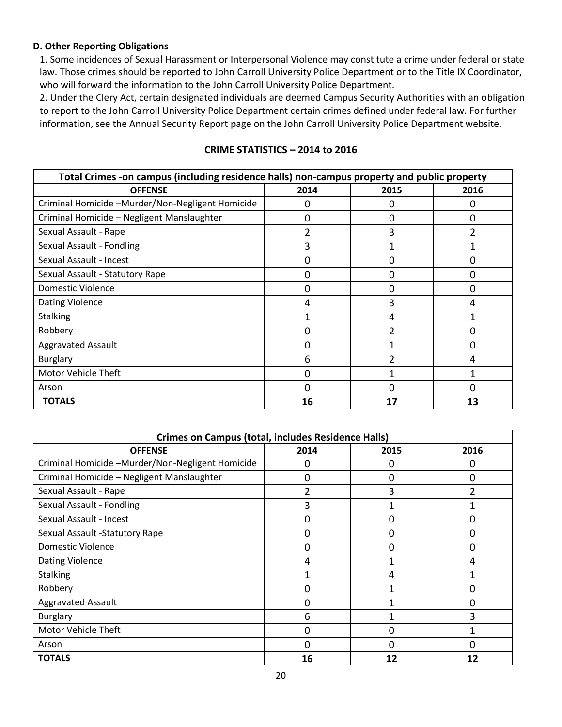**D. Other Reporting Obligations**

1. Some incidences of Sexual Harassment or Interpersonal Violence may constitute a crime under federal or state law. Those crimes should be reported to John Carroll University Police Department or to the Title IX Coordinator, who will forward the information to the John Carroll University Police Department.
2. Under the Clery Act, certain designated individuals are deemed Campus Security Authorities with an obligation to report to the John Carroll University Police Department certain crimes defined under federal law. For further information, see the Annual Security Report page on the John Carroll University Police Department website.

**CRIME STATISTICS – 2014 to 2016**

| Total Crimes -on campus (including residence halls) non-campus property and public property | | | |
|---|---|---|---|
| **OFFENSE** | **2014** | **2015** | **2016** |
| Criminal Homicide –Murder/Non-Negligent Homicide | 0 | 0 | 0 |
| Criminal Homicide – Negligent Manslaughter | 0 | 0 | 0 |
| Sexual Assault - Rape | 2 | 3 | 2 |
| Sexual Assault - Fondling | 3 | 1 | 1 |
| Sexual Assault - Incest | 0 | 0 | 0 |
| Sexual Assault - Statutory Rape | 0 | 0 | 0 |
| Domestic Violence | 0 | 0 | 0 |
| Dating Violence | 4 | 3 | 4 |
| Stalking | 1 | 4 | 1 |
| Robbery | 0 | 2 | 0 |
| Aggravated Assault | 0 | 1 | 0 |
| Burglary | 6 | 2 | 4 |
| Motor Vehicle Theft | 0 | 1 | 1 |
| Arson | 0 | 0 | 0 |
| **TOTALS** | **16** | **17** | **13** |

| Crimes on Campus (total, includes Residence Halls) | | | |
|---|---|---|---|
| **OFFENSE** | **2014** | **2015** | **2016** |
| Criminal Homicide –Murder/Non-Negligent Homicide | 0 | 0 | 0 |
| Criminal Homicide – Negligent Manslaughter | 0 | 0 | 0 |
| Sexual Assault - Rape | 2 | 3 | 2 |
| Sexual Assault - Fondling | 3 | 1 | 1 |
| Sexual Assault - Incest | 0 | 0 | 0 |
| Sexual Assault -Statutory Rape | 0 | 0 | 0 |
| Domestic Violence | 0 | 0 | 0 |
| Dating Violence | 4 | 1 | 4 |
| Stalking | 1 | 4 | 1 |
| Robbery | 0 | 1 | 0 |
| Aggravated Assault | 0 | 1 | 0 |
| Burglary | 6 | 1 | 3 |
| Motor Vehicle Theft | 0 | 0 | 1 |
| Arson | 0 | 0 | 0 |
| **TOTALS** | **16** | **12** | **12** |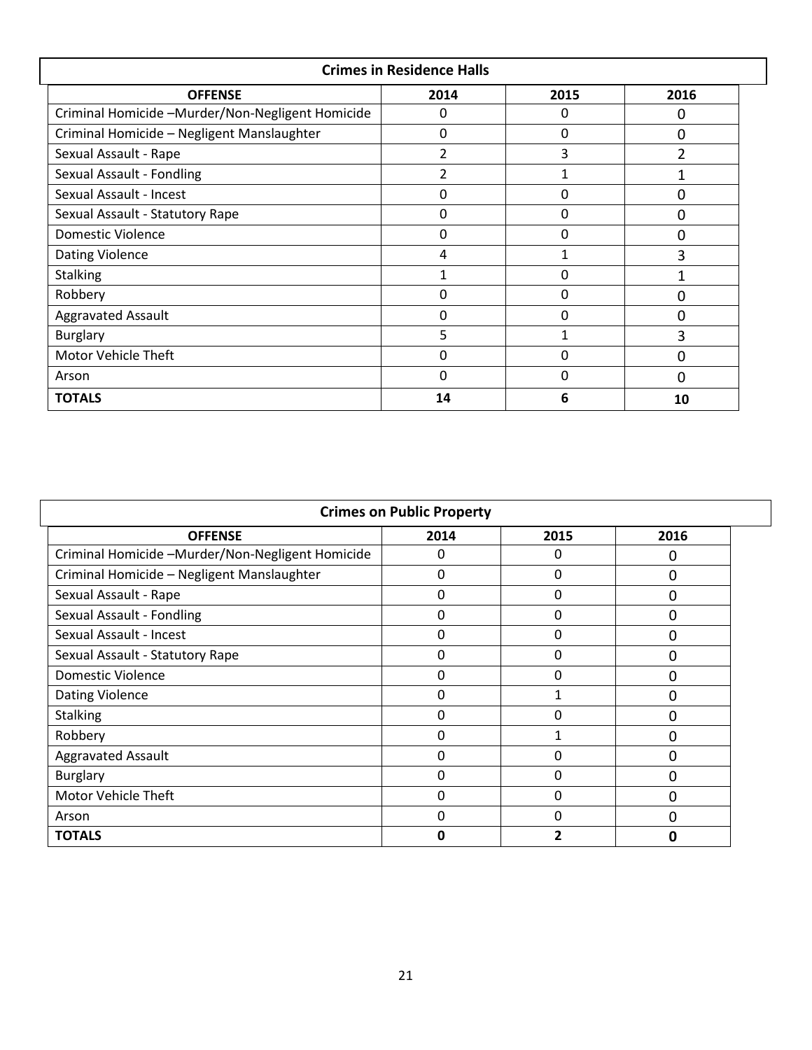| Crimes in Residence Halls | | | |
|---|---|---|---|
| **OFFENSE** | **2014** | **2015** | **2016** |
| Criminal Homicide –Murder/Non-Negligent Homicide | 0 | 0 | 0 |
| Criminal Homicide – Negligent Manslaughter | 0 | 0 | 0 |
| Sexual Assault - Rape | 2 | 3 | 2 |
| Sexual Assault - Fondling | 2 | 1 | 1 |
| Sexual Assault - Incest | 0 | 0 | 0 |
| Sexual Assault - Statutory Rape | 0 | 0 | 0 |
| Domestic Violence | 0 | 0 | 0 |
| Dating Violence | 4 | 1 | 3 |
| Stalking | 1 | 0 | 1 |
| Robbery | 0 | 0 | 0 |
| Aggravated Assault | 0 | 0 | 0 |
| Burglary | 5 | 1 | 3 |
| Motor Vehicle Theft | 0 | 0 | 0 |
| Arson | 0 | 0 | 0 |
| **TOTALS** | **14** | **6** | **10** |

| Crimes on Public Property | | | |
|---|---|---|---|
| **OFFENSE** | **2014** | **2015** | **2016** |
| Criminal Homicide –Murder/Non-Negligent Homicide | 0 | 0 | 0 |
| Criminal Homicide – Negligent Manslaughter | 0 | 0 | 0 |
| Sexual Assault - Rape | 0 | 0 | 0 |
| Sexual Assault - Fondling | 0 | 0 | 0 |
| Sexual Assault - Incest | 0 | 0 | 0 |
| Sexual Assault - Statutory Rape | 0 | 0 | 0 |
| Domestic Violence | 0 | 0 | 0 |
| Dating Violence | 0 | 1 | 0 |
| Stalking | 0 | 0 | 0 |
| Robbery | 0 | 1 | 0 |
| Aggravated Assault | 0 | 0 | 0 |
| Burglary | 0 | 0 | 0 |
| Motor Vehicle Theft | 0 | 0 | 0 |
| Arson | 0 | 0 | 0 |
| **TOTALS** | **0** | **2** | **0** |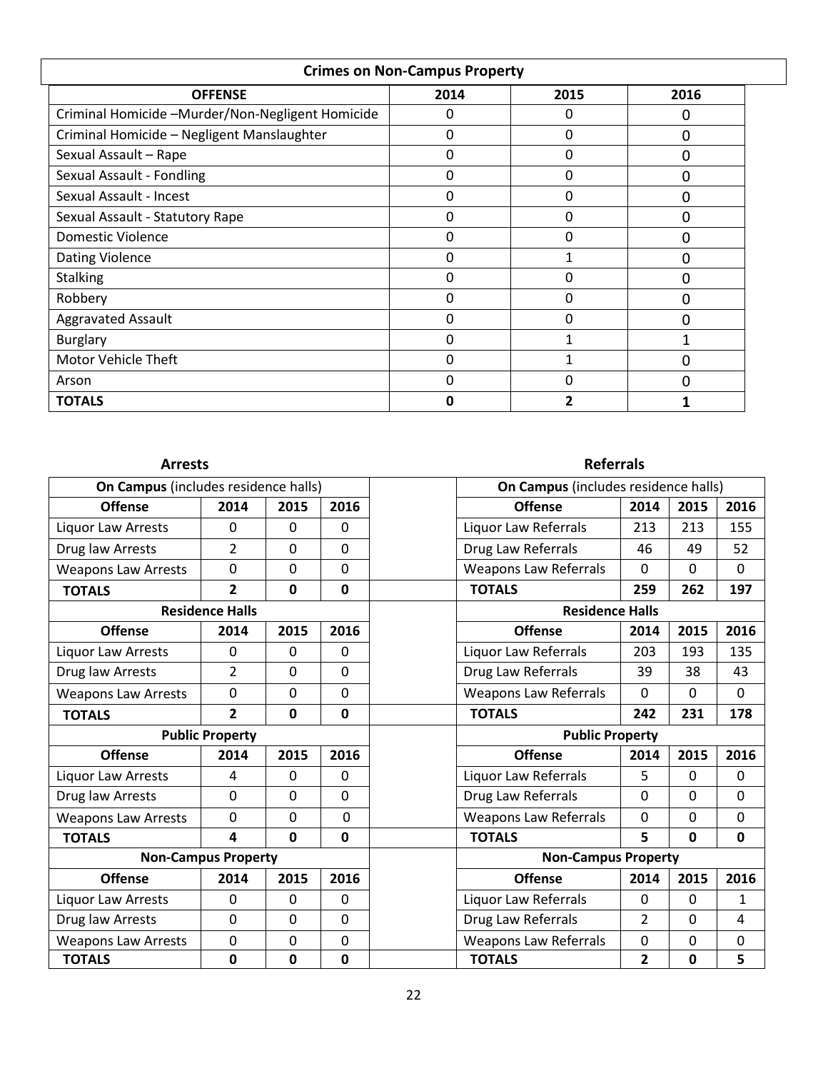## Crimes on Non-Campus Property

| OFFENSE | 2014 | 2015 | 2016 |
|---|---|---|---|
| Criminal Homicide –Murder/Non-Negligent Homicide | 0 | 0 | 0 |
| Criminal Homicide – Negligent Manslaughter | 0 | 0 | 0 |
| Sexual Assault – Rape | 0 | 0 | 0 |
| Sexual Assault - Fondling | 0 | 0 | 0 |
| Sexual Assault - Incest | 0 | 0 | 0 |
| Sexual Assault - Statutory Rape | 0 | 0 | 0 |
| Domestic Violence | 0 | 0 | 0 |
| Dating Violence | 0 | 1 | 0 |
| Stalking | 0 | 0 | 0 |
| Robbery | 0 | 0 | 0 |
| Aggravated Assault | 0 | 0 | 0 |
| Burglary | 0 | 1 | 1 |
| Motor Vehicle Theft | 0 | 1 | 0 |
| Arson | 0 | 0 | 0 |
| **TOTALS** | **0** | **2** | **1** |

## Arrests

| **On Campus** (includes residence halls) | | | |
|---|---|---|---|
| **Offense** | **2014** | **2015** | **2016** |
| Liquor Law Arrests | 0 | 0 | 0 |
| Drug law Arrests | 2 | 0 | 0 |
| Weapons Law Arrests | 0 | 0 | 0 |
| **TOTALS** | **2** | **0** | **0** |
| **Residence Halls** | | | |
| **Offense** | **2014** | **2015** | **2016** |
| Liquor Law Arrests | 0 | 0 | 0 |
| Drug law Arrests | 2 | 0 | 0 |
| Weapons Law Arrests | 0 | 0 | 0 |
| **TOTALS** | **2** | **0** | **0** |
| **Public Property** | | | |
| **Offense** | **2014** | **2015** | **2016** |
| Liquor Law Arrests | 4 | 0 | 0 |
| Drug law Arrests | 0 | 0 | 0 |
| Weapons Law Arrests | 0 | 0 | 0 |
| **TOTALS** | **4** | **0** | **0** |
| **Non-Campus Property** | | | |
| **Offense** | **2014** | **2015** | **2016** |
| Liquor Law Arrests | 0 | 0 | 0 |
| Drug law Arrests | 0 | 0 | 0 |
| Weapons Law Arrests | 0 | 0 | 0 |
| **TOTALS** | **0** | **0** | **0** |

## Referrals

| **On Campus** (includes residence halls) | | | |
|---|---|---|---|
| **Offense** | **2014** | **2015** | **2016** |
| Liquor Law Referrals | 213 | 213 | 155 |
| Drug Law Referrals | 46 | 49 | 52 |
| Weapons Law Referrals | 0 | 0 | 0 |
| **TOTALS** | **259** | **262** | **197** |
| **Residence Halls** | | | |
| **Offense** | **2014** | **2015** | **2016** |
| Liquor Law Referrals | 203 | 193 | 135 |
| Drug Law Referrals | 39 | 38 | 43 |
| Weapons Law Referrals | 0 | 0 | 0 |
| **TOTALS** | **242** | **231** | **178** |
| **Public Property** | | | |
| **Offense** | **2014** | **2015** | **2016** |
| Liquor Law Referrals | 5 | 0 | 0 |
| Drug Law Referrals | 0 | 0 | 0 |
| Weapons Law Referrals | 0 | 0 | 0 |
| **TOTALS** | **5** | **0** | **0** |
| **Non-Campus Property** | | | |
| **Offense** | **2014** | **2015** | **2016** |
| Liquor Law Referrals | 0 | 0 | 1 |
| Drug Law Referrals | 2 | 0 | 4 |
| Weapons Law Referrals | 0 | 0 | 0 |
| **TOTALS** | **2** | **0** | **5** |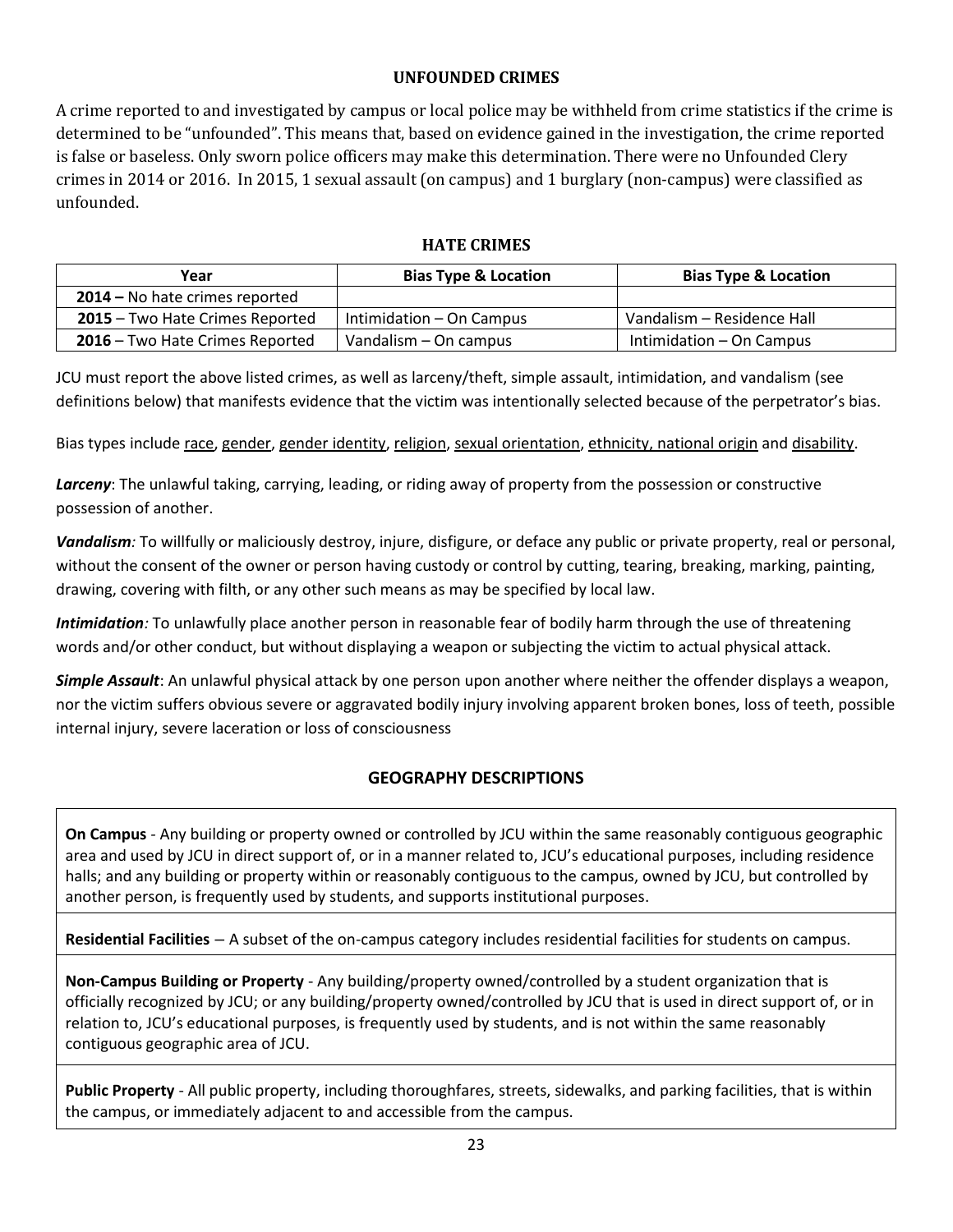## UNFOUNDED CRIMES

A crime reported to and investigated by campus or local police may be withheld from crime statistics if the crime is determined to be "unfounded". This means that, based on evidence gained in the investigation, the crime reported is false or baseless. Only sworn police officers may make this determination. There were no Unfounded Clery crimes in 2014 or 2016. In 2015, 1 sexual assault (on campus) and 1 burglary (non-campus) were classified as unfounded.

## HATE CRIMES

| Year | Bias Type & Location | Bias Type & Location |
|---|---|---|
| **2014 –** No hate crimes reported | | |
| **2015** – Two Hate Crimes Reported | Intimidation – On Campus | Vandalism – Residence Hall |
| **2016** – Two Hate Crimes Reported | Vandalism – On campus | Intimidation – On Campus |

JCU must report the above listed crimes, as well as larceny/theft, simple assault, intimidation, and vandalism (see definitions below) that manifests evidence that the victim was intentionally selected because of the perpetrator's bias.

Bias types include race, gender, gender identity, religion, sexual orientation, ethnicity, national origin and disability.

***Larceny***: The unlawful taking, carrying, leading, or riding away of property from the possession or constructive possession of another.

***Vandalism:*** To willfully or maliciously destroy, injure, disfigure, or deface any public or private property, real or personal, without the consent of the owner or person having custody or control by cutting, tearing, breaking, marking, painting, drawing, covering with filth, or any other such means as may be specified by local law.

***Intimidation:*** To unlawfully place another person in reasonable fear of bodily harm through the use of threatening words and/or other conduct, but without displaying a weapon or subjecting the victim to actual physical attack.

***Simple Assault***: An unlawful physical attack by one person upon another where neither the offender displays a weapon, nor the victim suffers obvious severe or aggravated bodily injury involving apparent broken bones, loss of teeth, possible internal injury, severe laceration or loss of consciousness

## GEOGRAPHY DESCRIPTIONS

**On Campus** - Any building or property owned or controlled by JCU within the same reasonably contiguous geographic area and used by JCU in direct support of, or in a manner related to, JCU's educational purposes, including residence halls; and any building or property within or reasonably contiguous to the campus, owned by JCU, but controlled by another person, is frequently used by students, and supports institutional purposes.

**Residential Facilities** – A subset of the on-campus category includes residential facilities for students on campus.

**Non-Campus Building or Property** - Any building/property owned/controlled by a student organization that is officially recognized by JCU; or any building/property owned/controlled by JCU that is used in direct support of, or in relation to, JCU's educational purposes, is frequently used by students, and is not within the same reasonably contiguous geographic area of JCU.

**Public Property** - All public property, including thoroughfares, streets, sidewalks, and parking facilities, that is within the campus, or immediately adjacent to and accessible from the campus.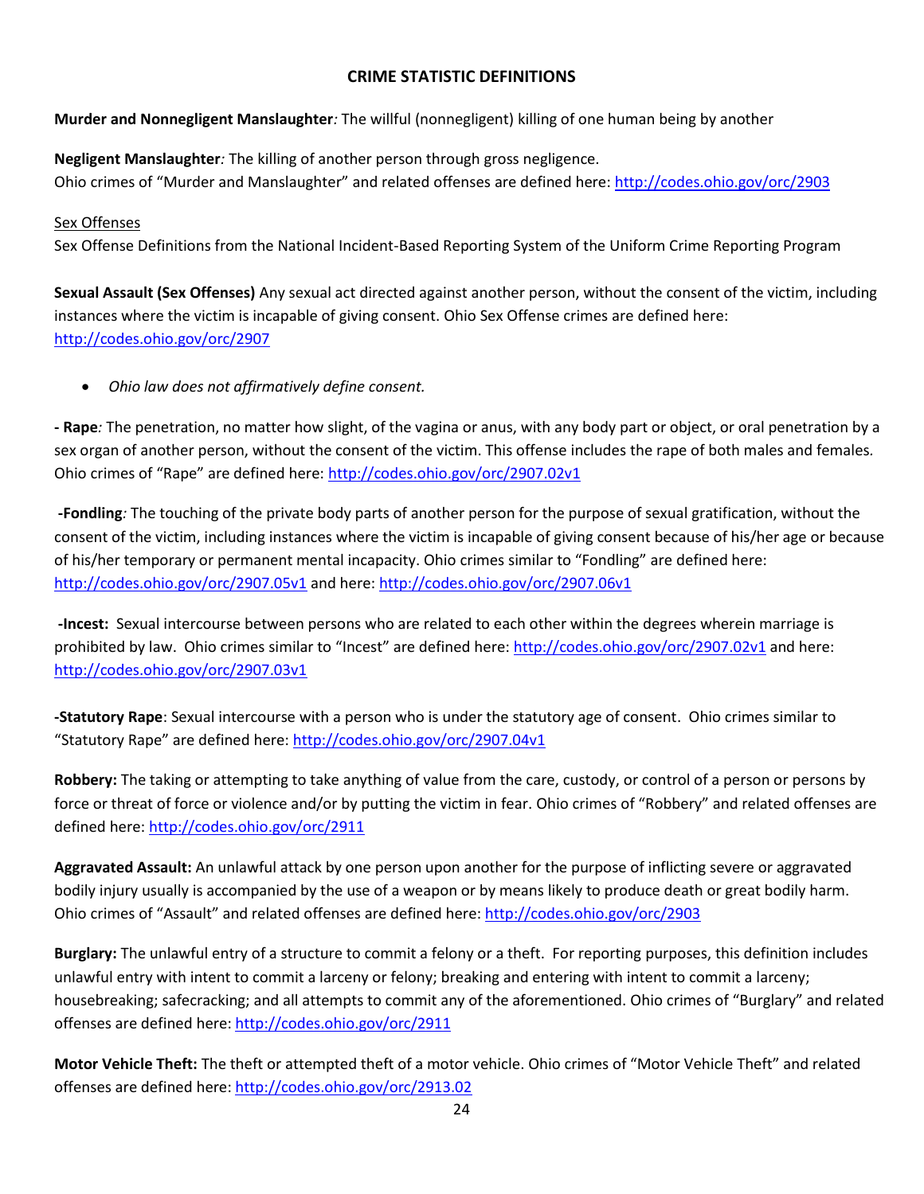## CRIME STATISTIC DEFINITIONS

**Murder and Nonnegligent Manslaughter***:* The willful (nonnegligent) killing of one human being by another

**Negligent Manslaughter***:* The killing of another person through gross negligence.
Ohio crimes of "Murder and Manslaughter" and related offenses are defined here: http://codes.ohio.gov/orc/2903

Sex Offenses
Sex Offense Definitions from the National Incident-Based Reporting System of the Uniform Crime Reporting Program

**Sexual Assault (Sex Offenses)** Any sexual act directed against another person, without the consent of the victim, including instances where the victim is incapable of giving consent. Ohio Sex Offense crimes are defined here: http://codes.ohio.gov/orc/2907

- *Ohio law does not affirmatively define consent.*

**- Rape***:* The penetration, no matter how slight, of the vagina or anus, with any body part or object, or oral penetration by a sex organ of another person, without the consent of the victim. This offense includes the rape of both males and females. Ohio crimes of "Rape" are defined here: http://codes.ohio.gov/orc/2907.02v1

**-Fondling***:* The touching of the private body parts of another person for the purpose of sexual gratification, without the consent of the victim, including instances where the victim is incapable of giving consent because of his/her age or because of his/her temporary or permanent mental incapacity. Ohio crimes similar to "Fondling" are defined here: http://codes.ohio.gov/orc/2907.05v1 and here: http://codes.ohio.gov/orc/2907.06v1

**-Incest:** Sexual intercourse between persons who are related to each other within the degrees wherein marriage is prohibited by law. Ohio crimes similar to "Incest" are defined here: http://codes.ohio.gov/orc/2907.02v1 and here: http://codes.ohio.gov/orc/2907.03v1

**-Statutory Rape**: Sexual intercourse with a person who is under the statutory age of consent. Ohio crimes similar to "Statutory Rape" are defined here: http://codes.ohio.gov/orc/2907.04v1

**Robbery:** The taking or attempting to take anything of value from the care, custody, or control of a person or persons by force or threat of force or violence and/or by putting the victim in fear. Ohio crimes of "Robbery" and related offenses are defined here: http://codes.ohio.gov/orc/2911

**Aggravated Assault:** An unlawful attack by one person upon another for the purpose of inflicting severe or aggravated bodily injury usually is accompanied by the use of a weapon or by means likely to produce death or great bodily harm. Ohio crimes of "Assault" and related offenses are defined here: http://codes.ohio.gov/orc/2903

**Burglary:** The unlawful entry of a structure to commit a felony or a theft. For reporting purposes, this definition includes unlawful entry with intent to commit a larceny or felony; breaking and entering with intent to commit a larceny; housebreaking; safecracking; and all attempts to commit any of the aforementioned. Ohio crimes of "Burglary" and related offenses are defined here: http://codes.ohio.gov/orc/2911

**Motor Vehicle Theft:** The theft or attempted theft of a motor vehicle. Ohio crimes of "Motor Vehicle Theft" and related offenses are defined here: http://codes.ohio.gov/orc/2913.02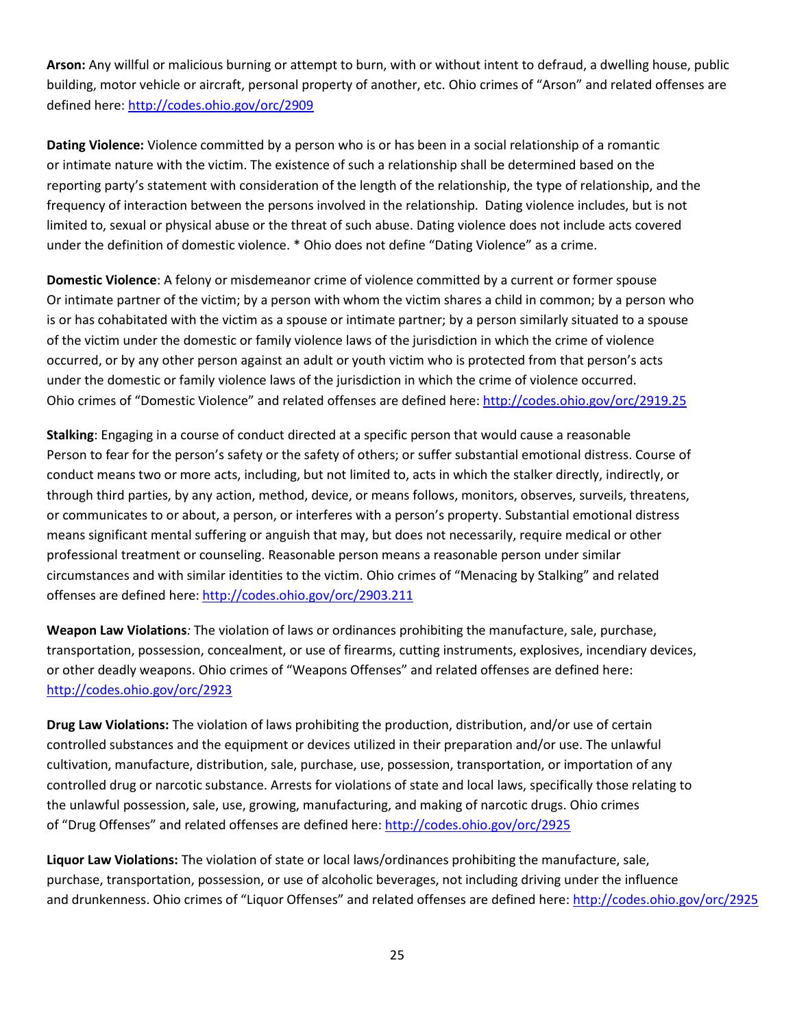**Arson:** Any willful or malicious burning or attempt to burn, with or without intent to defraud, a dwelling house, public building, motor vehicle or aircraft, personal property of another, etc. Ohio crimes of "Arson" and related offenses are defined here: http://codes.ohio.gov/orc/2909

**Dating Violence:** Violence committed by a person who is or has been in a social relationship of a romantic or intimate nature with the victim. The existence of such a relationship shall be determined based on the reporting party's statement with consideration of the length of the relationship, the type of relationship, and the frequency of interaction between the persons involved in the relationship. Dating violence includes, but is not limited to, sexual or physical abuse or the threat of such abuse. Dating violence does not include acts covered under the definition of domestic violence. * Ohio does not define "Dating Violence" as a crime.

**Domestic Violence**: A felony or misdemeanor crime of violence committed by a current or former spouse Or intimate partner of the victim; by a person with whom the victim shares a child in common; by a person who is or has cohabitated with the victim as a spouse or intimate partner; by a person similarly situated to a spouse of the victim under the domestic or family violence laws of the jurisdiction in which the crime of violence occurred, or by any other person against an adult or youth victim who is protected from that person's acts under the domestic or family violence laws of the jurisdiction in which the crime of violence occurred. Ohio crimes of "Domestic Violence" and related offenses are defined here: http://codes.ohio.gov/orc/2919.25

**Stalking**: Engaging in a course of conduct directed at a specific person that would cause a reasonable Person to fear for the person's safety or the safety of others; or suffer substantial emotional distress. Course of conduct means two or more acts, including, but not limited to, acts in which the stalker directly, indirectly, or through third parties, by any action, method, device, or means follows, monitors, observes, surveils, threatens, or communicates to or about, a person, or interferes with a person's property. Substantial emotional distress means significant mental suffering or anguish that may, but does not necessarily, require medical or other professional treatment or counseling. Reasonable person means a reasonable person under similar circumstances and with similar identities to the victim. Ohio crimes of "Menacing by Stalking" and related offenses are defined here: http://codes.ohio.gov/orc/2903.211

**Weapon Law Violations***:* The violation of laws or ordinances prohibiting the manufacture, sale, purchase, transportation, possession, concealment, or use of firearms, cutting instruments, explosives, incendiary devices, or other deadly weapons. Ohio crimes of "Weapons Offenses" and related offenses are defined here: http://codes.ohio.gov/orc/2923

**Drug Law Violations:** The violation of laws prohibiting the production, distribution, and/or use of certain controlled substances and the equipment or devices utilized in their preparation and/or use. The unlawful cultivation, manufacture, distribution, sale, purchase, use, possession, transportation, or importation of any controlled drug or narcotic substance. Arrests for violations of state and local laws, specifically those relating to the unlawful possession, sale, use, growing, manufacturing, and making of narcotic drugs. Ohio crimes of "Drug Offenses" and related offenses are defined here: http://codes.ohio.gov/orc/2925

**Liquor Law Violations:** The violation of state or local laws/ordinances prohibiting the manufacture, sale, purchase, transportation, possession, or use of alcoholic beverages, not including driving under the influence and drunkenness. Ohio crimes of "Liquor Offenses" and related offenses are defined here: http://codes.ohio.gov/orc/2925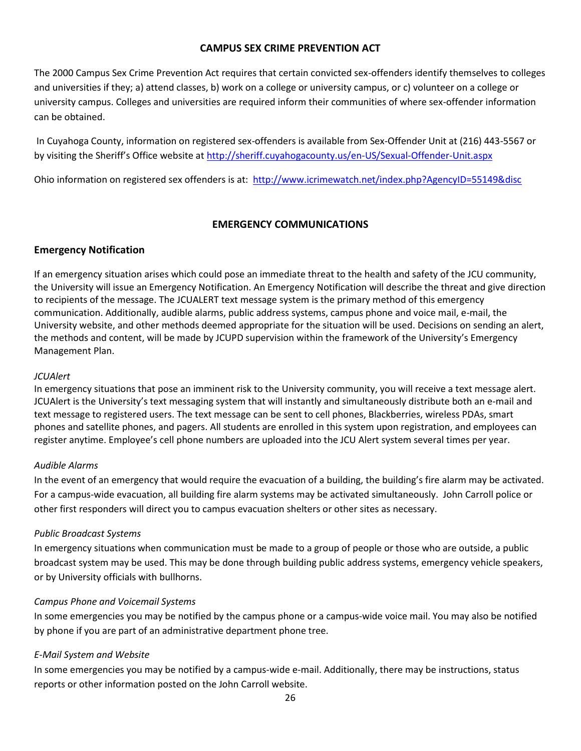## CAMPUS SEX CRIME PREVENTION ACT

The 2000 Campus Sex Crime Prevention Act requires that certain convicted sex-offenders identify themselves to colleges and universities if they; a) attend classes, b) work on a college or university campus, or c) volunteer on a college or university campus. Colleges and universities are required inform their communities of where sex-offender information can be obtained.

In Cuyahoga County, information on registered sex-offenders is available from Sex-Offender Unit at (216) 443-5567 or by visiting the Sheriff's Office website at http://sheriff.cuyahogacounty.us/en-US/Sexual-Offender-Unit.aspx

Ohio information on registered sex offenders is at: http://www.icrimewatch.net/index.php?AgencyID=55149&disc

## EMERGENCY COMMUNICATIONS

### Emergency Notification

If an emergency situation arises which could pose an immediate threat to the health and safety of the JCU community, the University will issue an Emergency Notification. An Emergency Notification will describe the threat and give direction to recipients of the message. The JCUALERT text message system is the primary method of this emergency communication. Additionally, audible alarms, public address systems, campus phone and voice mail, e-mail, the University website, and other methods deemed appropriate for the situation will be used. Decisions on sending an alert, the methods and content, will be made by JCUPD supervision within the framework of the University's Emergency Management Plan.

*JCUAlert*
In emergency situations that pose an imminent risk to the University community, you will receive a text message alert. JCUAlert is the University's text messaging system that will instantly and simultaneously distribute both an e-mail and text message to registered users. The text message can be sent to cell phones, Blackberries, wireless PDAs, smart phones and satellite phones, and pagers. All students are enrolled in this system upon registration, and employees can register anytime. Employee's cell phone numbers are uploaded into the JCU Alert system several times per year.

*Audible Alarms*
In the event of an emergency that would require the evacuation of a building, the building's fire alarm may be activated. For a campus-wide evacuation, all building fire alarm systems may be activated simultaneously. John Carroll police or other first responders will direct you to campus evacuation shelters or other sites as necessary.

*Public Broadcast Systems*
In emergency situations when communication must be made to a group of people or those who are outside, a public broadcast system may be used. This may be done through building public address systems, emergency vehicle speakers, or by University officials with bullhorns.

*Campus Phone and Voicemail Systems*
In some emergencies you may be notified by the campus phone or a campus-wide voice mail. You may also be notified by phone if you are part of an administrative department phone tree.

*E-Mail System and Website*
In some emergencies you may be notified by a campus-wide e-mail. Additionally, there may be instructions, status reports or other information posted on the John Carroll website.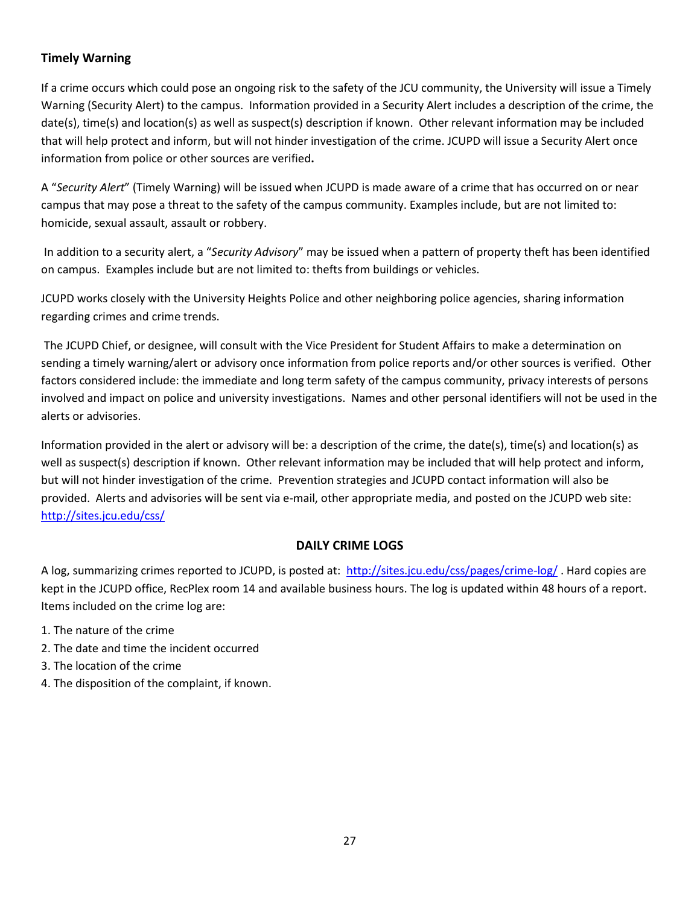### Timely Warning

If a crime occurs which could pose an ongoing risk to the safety of the JCU community, the University will issue a Timely Warning (Security Alert) to the campus. Information provided in a Security Alert includes a description of the crime, the date(s), time(s) and location(s) as well as suspect(s) description if known. Other relevant information may be included that will help protect and inform, but will not hinder investigation of the crime. JCUPD will issue a Security Alert once information from police or other sources are verified**.**

A "*Security Alert*" (Timely Warning) will be issued when JCUPD is made aware of a crime that has occurred on or near campus that may pose a threat to the safety of the campus community. Examples include, but are not limited to: homicide, sexual assault, assault or robbery.

In addition to a security alert, a "*Security Advisory*" may be issued when a pattern of property theft has been identified on campus. Examples include but are not limited to: thefts from buildings or vehicles.

JCUPD works closely with the University Heights Police and other neighboring police agencies, sharing information regarding crimes and crime trends.

The JCUPD Chief, or designee, will consult with the Vice President for Student Affairs to make a determination on sending a timely warning/alert or advisory once information from police reports and/or other sources is verified. Other factors considered include: the immediate and long term safety of the campus community, privacy interests of persons involved and impact on police and university investigations. Names and other personal identifiers will not be used in the alerts or advisories.

Information provided in the alert or advisory will be: a description of the crime, the date(s), time(s) and location(s) as well as suspect(s) description if known. Other relevant information may be included that will help protect and inform, but will not hinder investigation of the crime. Prevention strategies and JCUPD contact information will also be provided. Alerts and advisories will be sent via e-mail, other appropriate media, and posted on the JCUPD web site: http://sites.jcu.edu/css/

## DAILY CRIME LOGS

A log, summarizing crimes reported to JCUPD, is posted at: http://sites.jcu.edu/css/pages/crime-log/ . Hard copies are kept in the JCUPD office, RecPlex room 14 and available business hours. The log is updated within 48 hours of a report. Items included on the crime log are:

1. The nature of the crime
2. The date and time the incident occurred
3. The location of the crime
4. The disposition of the complaint, if known.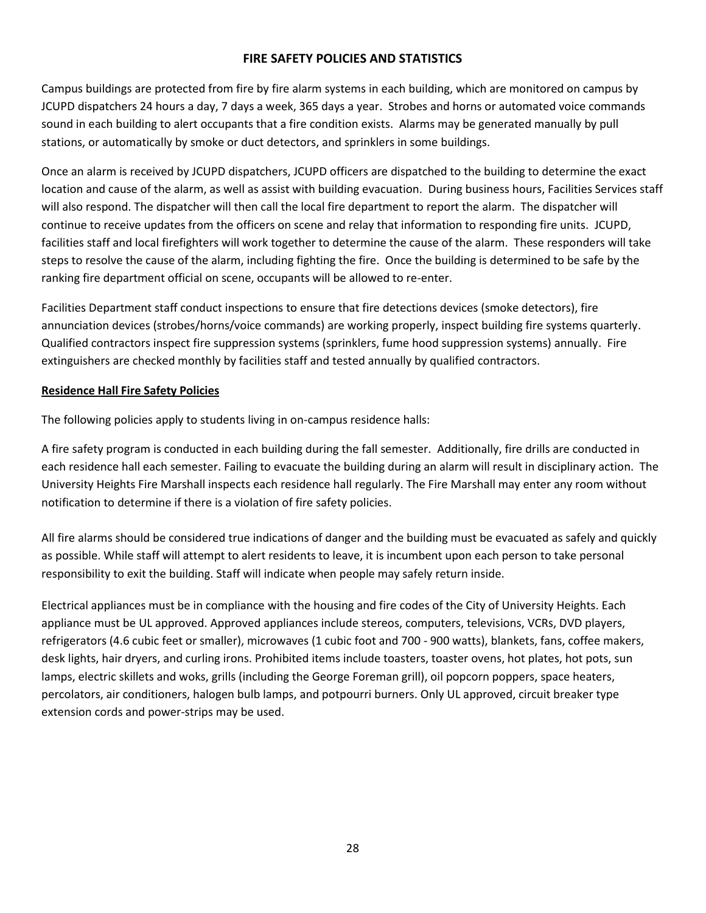## FIRE SAFETY POLICIES AND STATISTICS

Campus buildings are protected from fire by fire alarm systems in each building, which are monitored on campus by JCUPD dispatchers 24 hours a day, 7 days a week, 365 days a year. Strobes and horns or automated voice commands sound in each building to alert occupants that a fire condition exists. Alarms may be generated manually by pull stations, or automatically by smoke or duct detectors, and sprinklers in some buildings.

Once an alarm is received by JCUPD dispatchers, JCUPD officers are dispatched to the building to determine the exact location and cause of the alarm, as well as assist with building evacuation. During business hours, Facilities Services staff will also respond. The dispatcher will then call the local fire department to report the alarm. The dispatcher will continue to receive updates from the officers on scene and relay that information to responding fire units. JCUPD, facilities staff and local firefighters will work together to determine the cause of the alarm. These responders will take steps to resolve the cause of the alarm, including fighting the fire. Once the building is determined to be safe by the ranking fire department official on scene, occupants will be allowed to re-enter.

Facilities Department staff conduct inspections to ensure that fire detections devices (smoke detectors), fire annunciation devices (strobes/horns/voice commands) are working properly, inspect building fire systems quarterly. Qualified contractors inspect fire suppression systems (sprinklers, fume hood suppression systems) annually. Fire extinguishers are checked monthly by facilities staff and tested annually by qualified contractors.

### Residence Hall Fire Safety Policies

The following policies apply to students living in on-campus residence halls:

A fire safety program is conducted in each building during the fall semester. Additionally, fire drills are conducted in each residence hall each semester. Failing to evacuate the building during an alarm will result in disciplinary action. The University Heights Fire Marshall inspects each residence hall regularly. The Fire Marshall may enter any room without notification to determine if there is a violation of fire safety policies.

All fire alarms should be considered true indications of danger and the building must be evacuated as safely and quickly as possible. While staff will attempt to alert residents to leave, it is incumbent upon each person to take personal responsibility to exit the building. Staff will indicate when people may safely return inside.

Electrical appliances must be in compliance with the housing and fire codes of the City of University Heights. Each appliance must be UL approved. Approved appliances include stereos, computers, televisions, VCRs, DVD players, refrigerators (4.6 cubic feet or smaller), microwaves (1 cubic foot and 700 - 900 watts), blankets, fans, coffee makers, desk lights, hair dryers, and curling irons. Prohibited items include toasters, toaster ovens, hot plates, hot pots, sun lamps, electric skillets and woks, grills (including the George Foreman grill), oil popcorn poppers, space heaters, percolators, air conditioners, halogen bulb lamps, and potpourri burners. Only UL approved, circuit breaker type extension cords and power-strips may be used.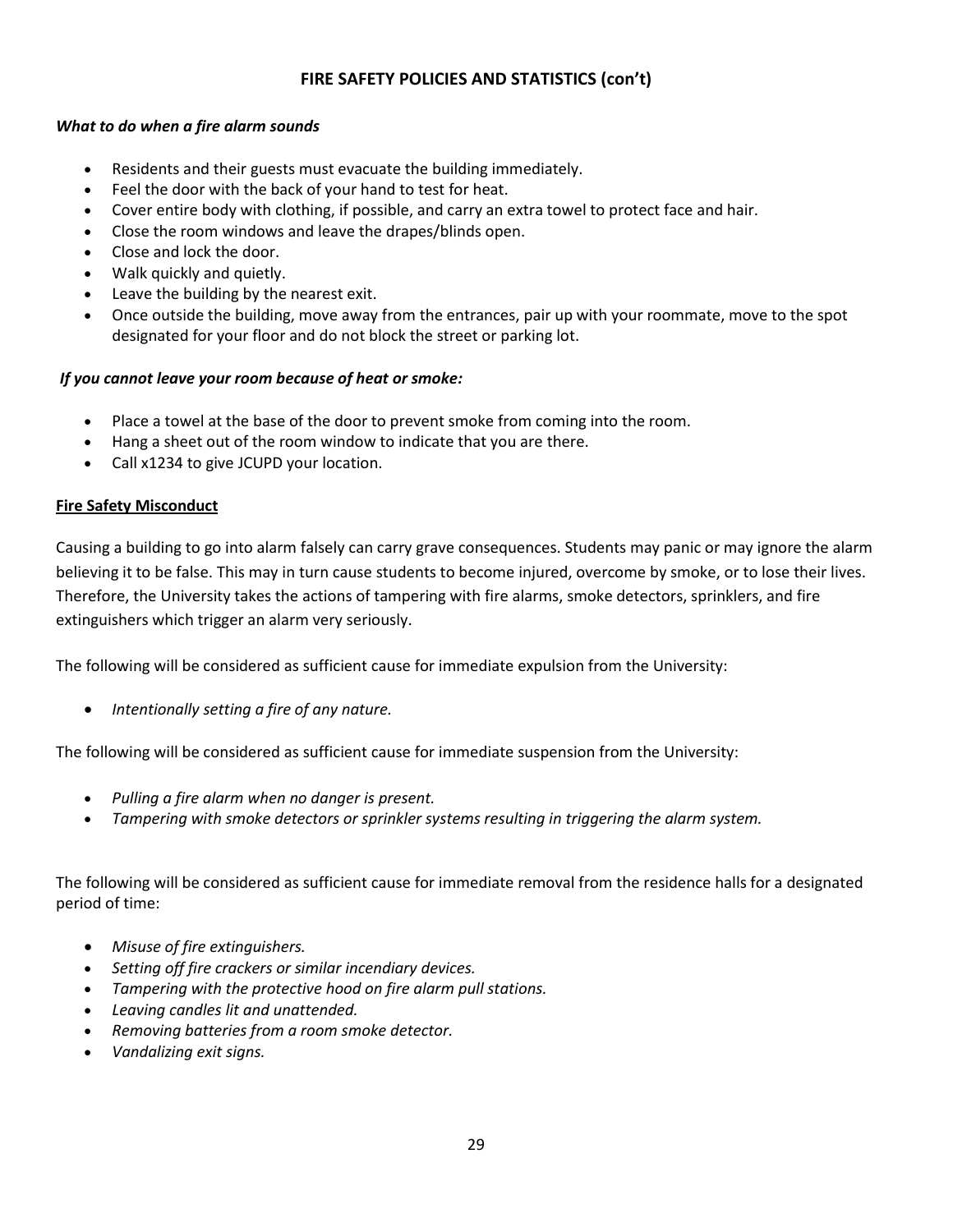## FIRE SAFETY POLICIES AND STATISTICS (con't)

***What to do when a fire alarm sounds***

- Residents and their guests must evacuate the building immediately.
- Feel the door with the back of your hand to test for heat.
- Cover entire body with clothing, if possible, and carry an extra towel to protect face and hair.
- Close the room windows and leave the drapes/blinds open.
- Close and lock the door.
- Walk quickly and quietly.
- Leave the building by the nearest exit.
- Once outside the building, move away from the entrances, pair up with your roommate, move to the spot designated for your floor and do not block the street or parking lot.

***If you cannot leave your room because of heat or smoke:***

- Place a towel at the base of the door to prevent smoke from coming into the room.
- Hang a sheet out of the room window to indicate that you are there.
- Call x1234 to give JCUPD your location.

**Fire Safety Misconduct**

Causing a building to go into alarm falsely can carry grave consequences. Students may panic or may ignore the alarm believing it to be false. This may in turn cause students to become injured, overcome by smoke, or to lose their lives. Therefore, the University takes the actions of tampering with fire alarms, smoke detectors, sprinklers, and fire extinguishers which trigger an alarm very seriously.

The following will be considered as sufficient cause for immediate expulsion from the University:

- *Intentionally setting a fire of any nature.*

The following will be considered as sufficient cause for immediate suspension from the University:

- *Pulling a fire alarm when no danger is present.*
- *Tampering with smoke detectors or sprinkler systems resulting in triggering the alarm system.*

The following will be considered as sufficient cause for immediate removal from the residence halls for a designated period of time:

- *Misuse of fire extinguishers.*
- *Setting off fire crackers or similar incendiary devices.*
- *Tampering with the protective hood on fire alarm pull stations.*
- *Leaving candles lit and unattended.*
- *Removing batteries from a room smoke detector.*
- *Vandalizing exit signs.*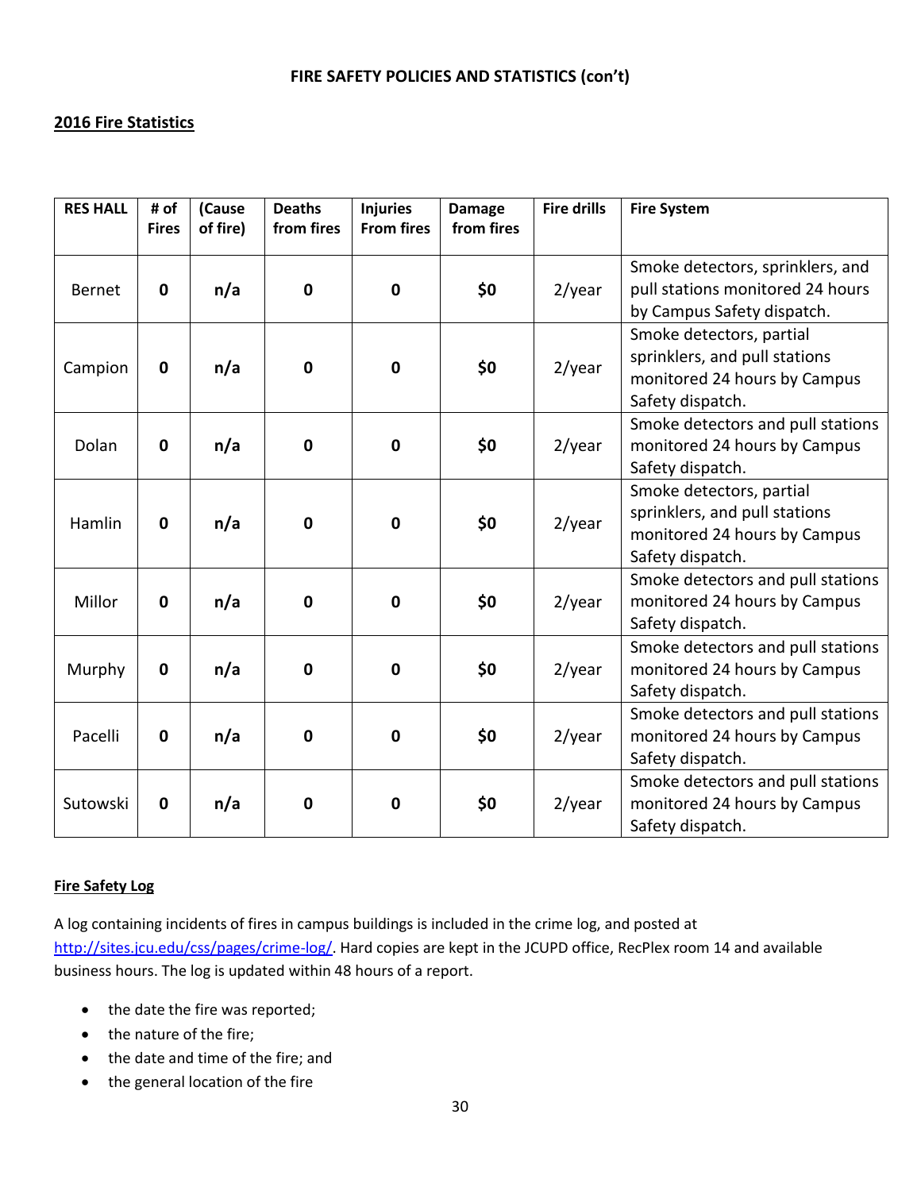## FIRE SAFETY POLICIES AND STATISTICS (con't)

### 2016 Fire Statistics

| RES HALL | # of Fires | (Cause of fire) | Deaths from fires | Injuries From fires | Damage from fires | Fire drills | Fire System |
|---|---|---|---|---|---|---|---|
| Bernet | **0** | **n/a** | **0** | **0** | **$0** | 2/year | Smoke detectors, sprinklers, and pull stations monitored 24 hours by Campus Safety dispatch. |
| Campion | **0** | **n/a** | **0** | **0** | **$0** | 2/year | Smoke detectors, partial sprinklers, and pull stations monitored 24 hours by Campus Safety dispatch. |
| Dolan | **0** | **n/a** | **0** | **0** | **$0** | 2/year | Smoke detectors and pull stations monitored 24 hours by Campus Safety dispatch. |
| Hamlin | **0** | **n/a** | **0** | **0** | **$0** | 2/year | Smoke detectors, partial sprinklers, and pull stations monitored 24 hours by Campus Safety dispatch. |
| Millor | **0** | **n/a** | **0** | **0** | **$0** | 2/year | Smoke detectors and pull stations monitored 24 hours by Campus Safety dispatch. |
| Murphy | **0** | **n/a** | **0** | **0** | **$0** | 2/year | Smoke detectors and pull stations monitored 24 hours by Campus Safety dispatch. |
| Pacelli | **0** | **n/a** | **0** | **0** | **$0** | 2/year | Smoke detectors and pull stations monitored 24 hours by Campus Safety dispatch. |
| Sutowski | **0** | **n/a** | **0** | **0** | **$0** | 2/year | Smoke detectors and pull stations monitored 24 hours by Campus Safety dispatch. |

### Fire Safety Log

A log containing incidents of fires in campus buildings is included in the crime log, and posted at http://sites.jcu.edu/css/pages/crime-log/. Hard copies are kept in the JCUPD office, RecPlex room 14 and available business hours. The log is updated within 48 hours of a report.

- the date the fire was reported;
- the nature of the fire;
- the date and time of the fire; and
- the general location of the fire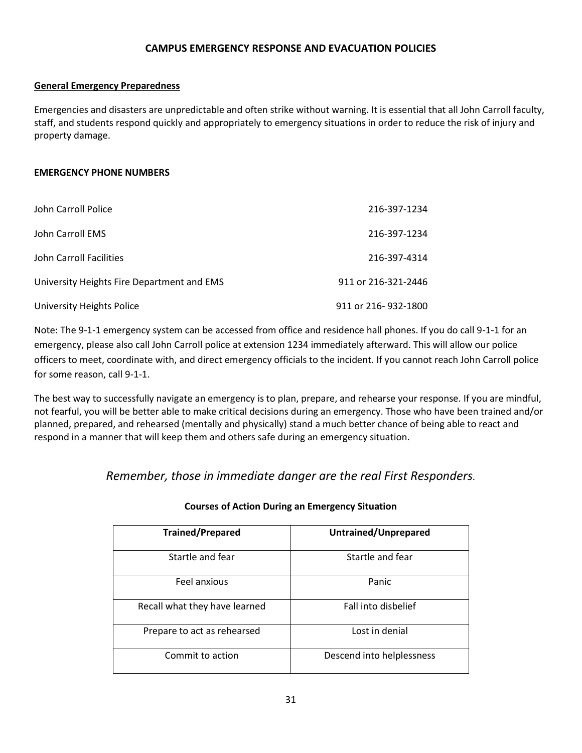## CAMPUS EMERGENCY RESPONSE AND EVACUATION POLICIES

### General Emergency Preparedness

Emergencies and disasters are unpredictable and often strike without warning. It is essential that all John Carroll faculty, staff, and students respond quickly and appropriately to emergency situations in order to reduce the risk of injury and property damage.

### EMERGENCY PHONE NUMBERS

| | |
|---|---|
| John Carroll Police | 216-397-1234 |
| John Carroll EMS | 216-397-1234 |
| John Carroll Facilities | 216-397-4314 |
| University Heights Fire Department and EMS | 911 or 216-321-2446 |
| University Heights Police | 911 or 216- 932-1800 |

Note: The 9-1-1 emergency system can be accessed from office and residence hall phones. If you do call 9-1-1 for an emergency, please also call John Carroll police at extension 1234 immediately afterward. This will allow our police officers to meet, coordinate with, and direct emergency officials to the incident. If you cannot reach John Carroll police for some reason, call 9-1-1.

The best way to successfully navigate an emergency is to plan, prepare, and rehearse your response. If you are mindful, not fearful, you will be better able to make critical decisions during an emergency. Those who have been trained and/or planned, prepared, and rehearsed (mentally and physically) stand a much better chance of being able to react and respond in a manner that will keep them and others safe during an emergency situation.

*Remember, those in immediate danger are the real First Responders.*

**Courses of Action During an Emergency Situation**

| Trained/Prepared | Untrained/Unprepared |
|---|---|
| Startle and fear | Startle and fear |
| Feel anxious | Panic |
| Recall what they have learned | Fall into disbelief |
| Prepare to act as rehearsed | Lost in denial |
| Commit to action | Descend into helplessness |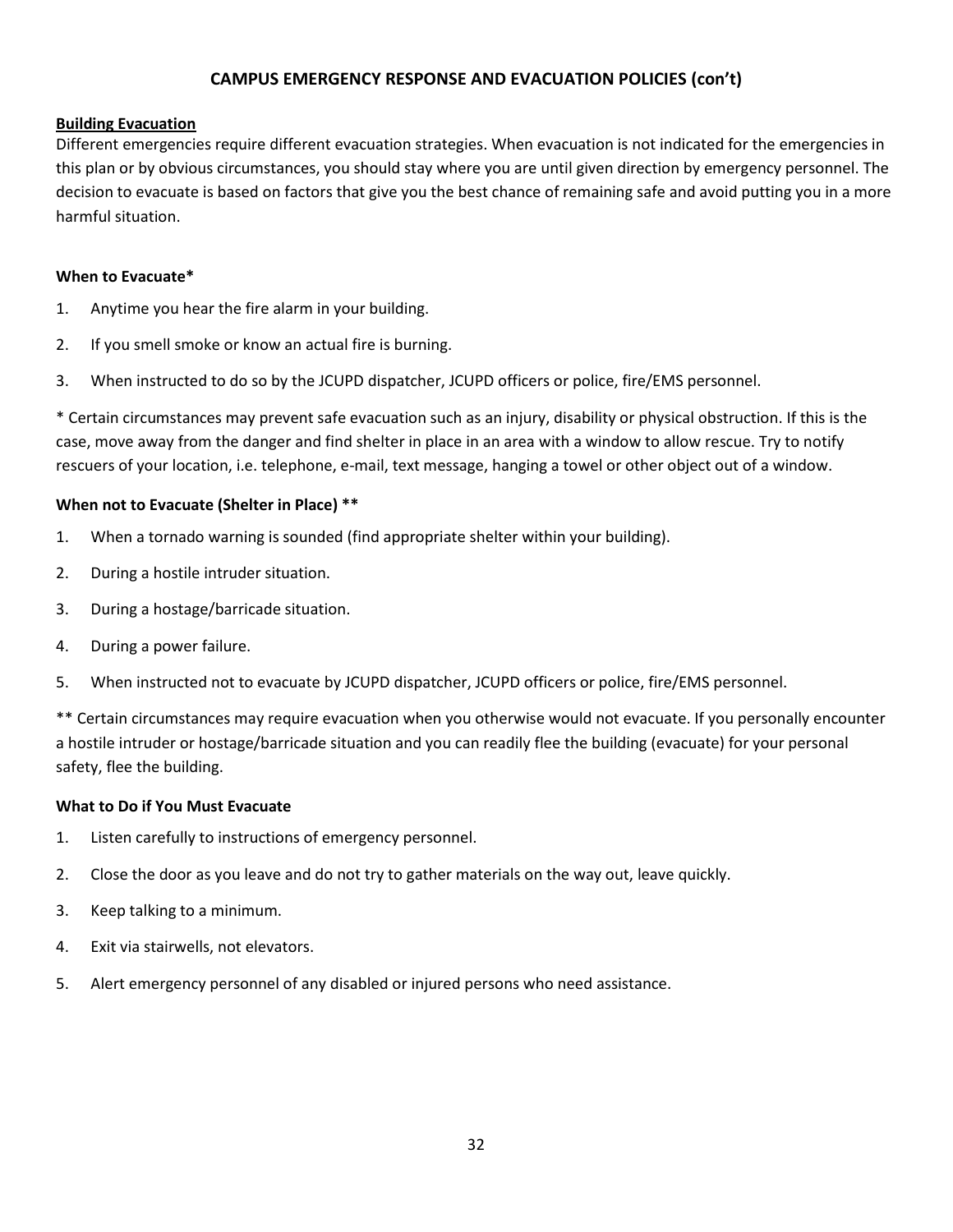## CAMPUS EMERGENCY RESPONSE AND EVACUATION POLICIES (con't)

### Building Evacuation

Different emergencies require different evacuation strategies. When evacuation is not indicated for the emergencies in this plan or by obvious circumstances, you should stay where you are until given direction by emergency personnel. The decision to evacuate is based on factors that give you the best chance of remaining safe and avoid putting you in a more harmful situation.

**When to Evacuate***

1. Anytime you hear the fire alarm in your building.
2. If you smell smoke or know an actual fire is burning.
3. When instructed to do so by the JCUPD dispatcher, JCUPD officers or police, fire/EMS personnel.

* Certain circumstances may prevent safe evacuation such as an injury, disability or physical obstruction. If this is the case, move away from the danger and find shelter in place in an area with a window to allow rescue. Try to notify rescuers of your location, i.e. telephone, e-mail, text message, hanging a towel or other object out of a window.

**When not to Evacuate (Shelter in Place) ****

1. When a tornado warning is sounded (find appropriate shelter within your building).
2. During a hostile intruder situation.
3. During a hostage/barricade situation.
4. During a power failure.
5. When instructed not to evacuate by JCUPD dispatcher, JCUPD officers or police, fire/EMS personnel.

** Certain circumstances may require evacuation when you otherwise would not evacuate. If you personally encounter a hostile intruder or hostage/barricade situation and you can readily flee the building (evacuate) for your personal safety, flee the building.

**What to Do if You Must Evacuate**

1. Listen carefully to instructions of emergency personnel.
2. Close the door as you leave and do not try to gather materials on the way out, leave quickly.
3. Keep talking to a minimum.
4. Exit via stairwells, not elevators.
5. Alert emergency personnel of any disabled or injured persons who need assistance.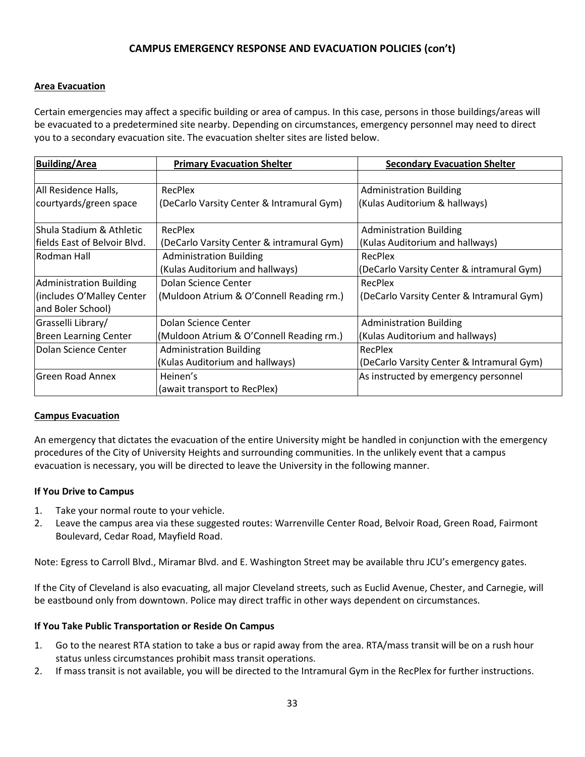## CAMPUS EMERGENCY RESPONSE AND EVACUATION POLICIES (con't)

### Area Evacuation

Certain emergencies may affect a specific building or area of campus. In this case, persons in those buildings/areas will be evacuated to a predetermined site nearby. Depending on circumstances, emergency personnel may need to direct you to a secondary evacuation site. The evacuation shelter sites are listed below.

| Building/Area | Primary Evacuation Shelter | Secondary Evacuation Shelter |
|---|---|---|
| All Residence Halls, courtyards/green space | RecPlex (DeCarlo Varsity Center & Intramural Gym) | Administration Building (Kulas Auditorium & hallways) |
| Shula Stadium & Athletic fields East of Belvoir Blvd. | RecPlex (DeCarlo Varsity Center & intramural Gym) | Administration Building (Kulas Auditorium and hallways) |
| Rodman Hall | Administration Building (Kulas Auditorium and hallways) | RecPlex (DeCarlo Varsity Center & intramural Gym) |
| Administration Building (includes O'Malley Center and Boler School) | Dolan Science Center (Muldoon Atrium & O'Connell Reading rm.) | RecPlex (DeCarlo Varsity Center & Intramural Gym) |
| Grasselli Library/ Breen Learning Center | Dolan Science Center (Muldoon Atrium & O'Connell Reading rm.) | Administration Building (Kulas Auditorium and hallways) |
| Dolan Science Center | Administration Building (Kulas Auditorium and hallways) | RecPlex (DeCarlo Varsity Center & Intramural Gym) |
| Green Road Annex | Heinen's (await transport to RecPlex) | As instructed by emergency personnel |

### Campus Evacuation

An emergency that dictates the evacuation of the entire University might be handled in conjunction with the emergency procedures of the City of University Heights and surrounding communities. In the unlikely event that a campus evacuation is necessary, you will be directed to leave the University in the following manner.

#### If You Drive to Campus

1. Take your normal route to your vehicle.
2. Leave the campus area via these suggested routes: Warrenville Center Road, Belvoir Road, Green Road, Fairmont Boulevard, Cedar Road, Mayfield Road.

Note: Egress to Carroll Blvd., Miramar Blvd. and E. Washington Street may be available thru JCU's emergency gates.

If the City of Cleveland is also evacuating, all major Cleveland streets, such as Euclid Avenue, Chester, and Carnegie, will be eastbound only from downtown. Police may direct traffic in other ways dependent on circumstances.

#### If You Take Public Transportation or Reside On Campus

1. Go to the nearest RTA station to take a bus or rapid away from the area. RTA/mass transit will be on a rush hour status unless circumstances prohibit mass transit operations.
2. If mass transit is not available, you will be directed to the Intramural Gym in the RecPlex for further instructions.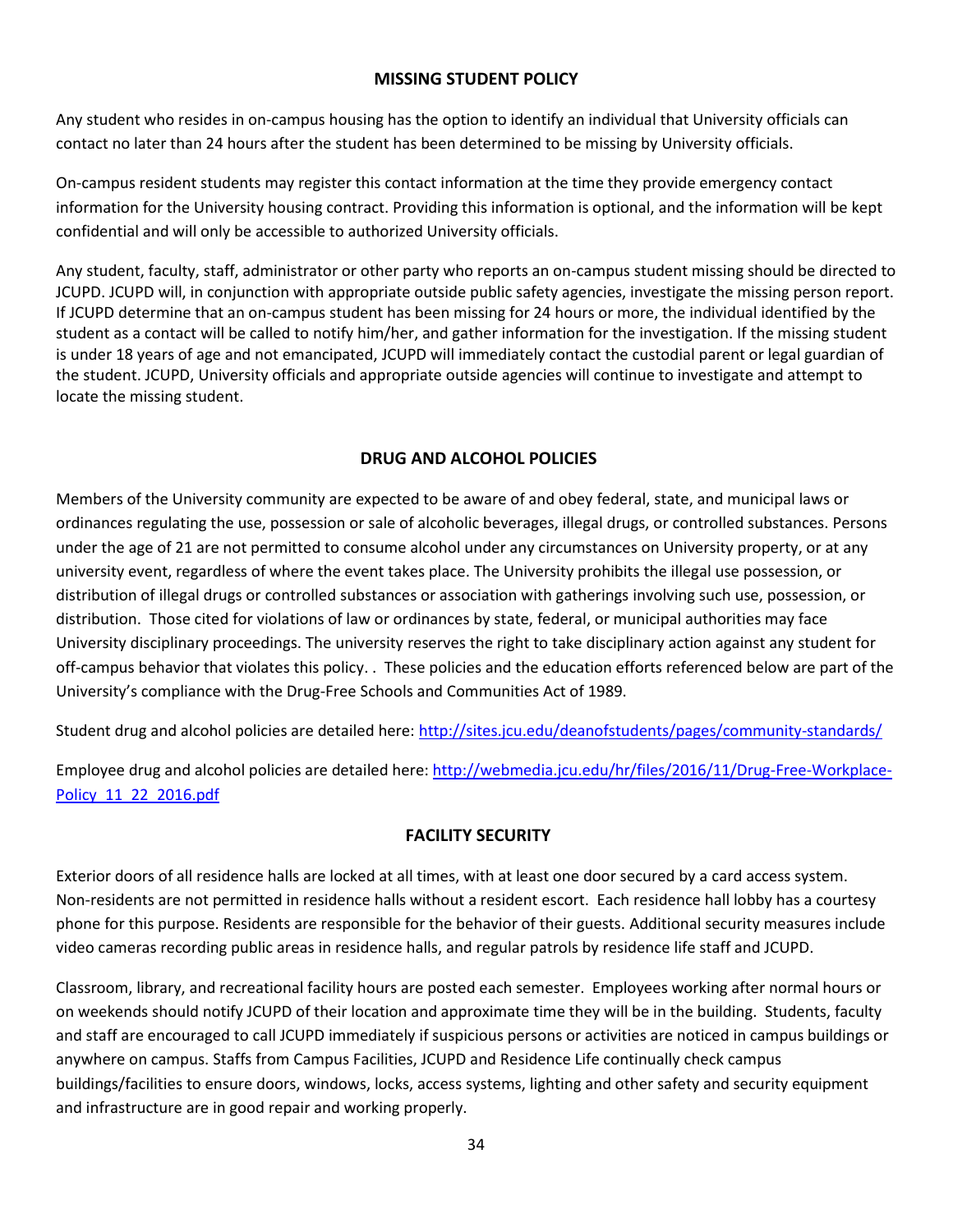## MISSING STUDENT POLICY

Any student who resides in on-campus housing has the option to identify an individual that University officials can contact no later than 24 hours after the student has been determined to be missing by University officials.

On-campus resident students may register this contact information at the time they provide emergency contact information for the University housing contract. Providing this information is optional, and the information will be kept confidential and will only be accessible to authorized University officials.

Any student, faculty, staff, administrator or other party who reports an on-campus student missing should be directed to JCUPD. JCUPD will, in conjunction with appropriate outside public safety agencies, investigate the missing person report. If JCUPD determine that an on-campus student has been missing for 24 hours or more, the individual identified by the student as a contact will be called to notify him/her, and gather information for the investigation. If the missing student is under 18 years of age and not emancipated, JCUPD will immediately contact the custodial parent or legal guardian of the student. JCUPD, University officials and appropriate outside agencies will continue to investigate and attempt to locate the missing student.

## DRUG AND ALCOHOL POLICIES

Members of the University community are expected to be aware of and obey federal, state, and municipal laws or ordinances regulating the use, possession or sale of alcoholic beverages, illegal drugs, or controlled substances. Persons under the age of 21 are not permitted to consume alcohol under any circumstances on University property, or at any university event, regardless of where the event takes place. The University prohibits the illegal use possession, or distribution of illegal drugs or controlled substances or association with gatherings involving such use, possession, or distribution. Those cited for violations of law or ordinances by state, federal, or municipal authorities may face University disciplinary proceedings. The university reserves the right to take disciplinary action against any student for off-campus behavior that violates this policy. . These policies and the education efforts referenced below are part of the University's compliance with the Drug-Free Schools and Communities Act of 1989.

Student drug and alcohol policies are detailed here: http://sites.jcu.edu/deanofstudents/pages/community-standards/

Employee drug and alcohol policies are detailed here: http://webmedia.jcu.edu/hr/files/2016/11/Drug-Free-Workplace-Policy_11_22_2016.pdf

## FACILITY SECURITY

Exterior doors of all residence halls are locked at all times, with at least one door secured by a card access system. Non-residents are not permitted in residence halls without a resident escort. Each residence hall lobby has a courtesy phone for this purpose. Residents are responsible for the behavior of their guests. Additional security measures include video cameras recording public areas in residence halls, and regular patrols by residence life staff and JCUPD.

Classroom, library, and recreational facility hours are posted each semester. Employees working after normal hours or on weekends should notify JCUPD of their location and approximate time they will be in the building. Students, faculty and staff are encouraged to call JCUPD immediately if suspicious persons or activities are noticed in campus buildings or anywhere on campus. Staffs from Campus Facilities, JCUPD and Residence Life continually check campus buildings/facilities to ensure doors, windows, locks, access systems, lighting and other safety and security equipment and infrastructure are in good repair and working properly.